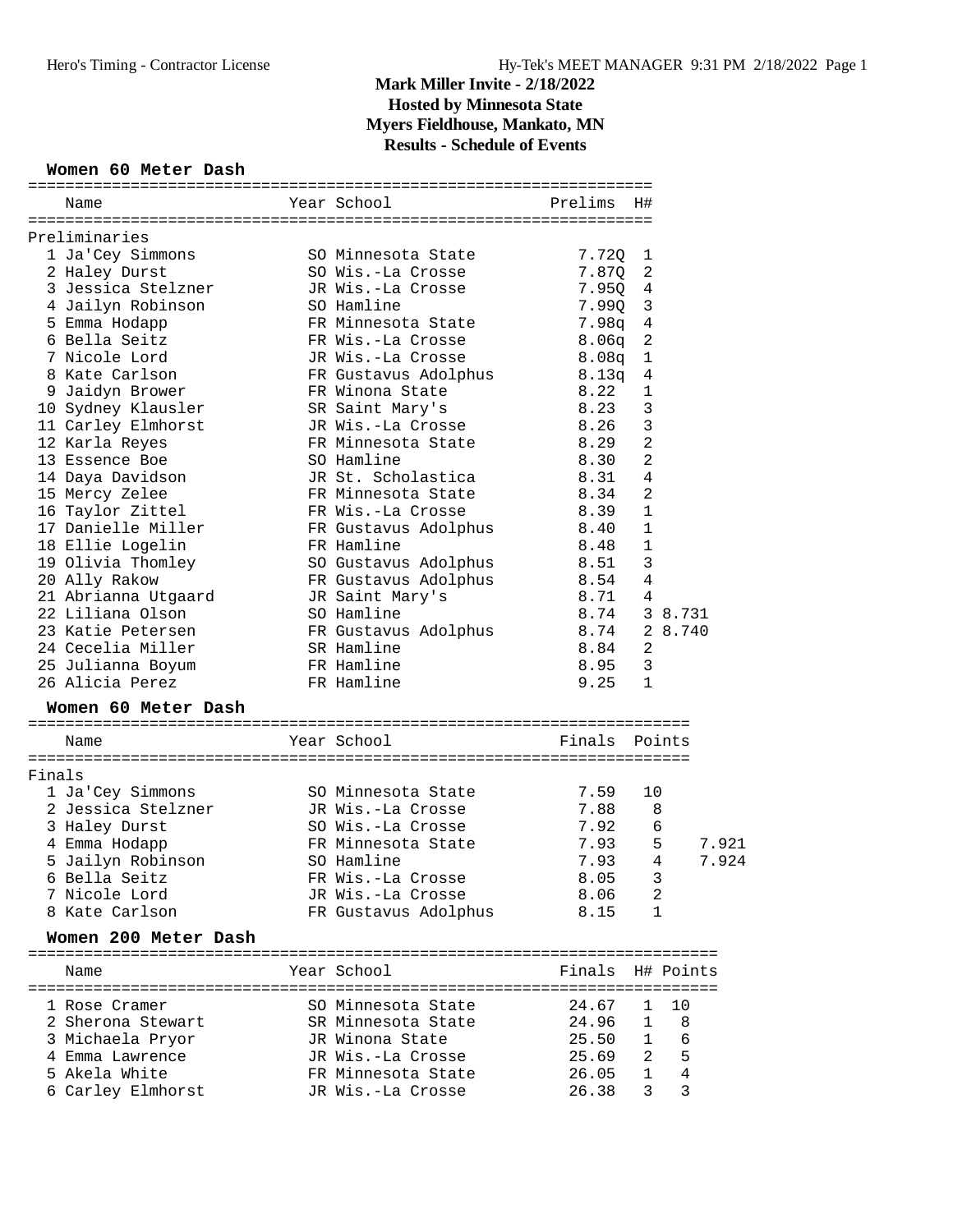# Mark Miller Invite - 2/18/2022
## Hosted by Minnesota State
## Myers Fieldhouse, Mankato, MN
## Results - Schedule of Events

### Women 60 Meter Dash

**Preliminaries**

| Place | Name | Year | School | Prelims | H# | |
|---|---|---|---|---|---|---|
| 1 | Ja'Cey Simmons | SO | Minnesota State | 7.72Q | 1 | |
| 2 | Haley Durst | SO | Wis.-La Crosse | 7.87Q | 2 | |
| 3 | Jessica Stelzner | JR | Wis.-La Crosse | 7.95Q | 4 | |
| 4 | Jailyn Robinson | SO | Hamline | 7.99Q | 3 | |
| 5 | Emma Hodapp | FR | Minnesota State | 7.98q | 4 | |
| 6 | Bella Seitz | FR | Wis.-La Crosse | 8.06q | 2 | |
| 7 | Nicole Lord | JR | Wis.-La Crosse | 8.08q | 1 | |
| 8 | Kate Carlson | FR | Gustavus Adolphus | 8.13q | 4 | |
| 9 | Jaidyn Brower | FR | Winona State | 8.22 | 1 | |
| 10 | Sydney Klausler | SR | Saint Mary's | 8.23 | 3 | |
| 11 | Carley Elmhorst | JR | Wis.-La Crosse | 8.26 | 3 | |
| 12 | Karla Reyes | FR | Minnesota State | 8.29 | 2 | |
| 13 | Essence Boe | SO | Hamline | 8.30 | 2 | |
| 14 | Daya Davidson | JR | St. Scholastica | 8.31 | 4 | |
| 15 | Mercy Zelee | FR | Minnesota State | 8.34 | 2 | |
| 16 | Taylor Zittel | FR | Wis.-La Crosse | 8.39 | 1 | |
| 17 | Danielle Miller | FR | Gustavus Adolphus | 8.40 | 1 | |
| 18 | Ellie Logelin | FR | Hamline | 8.48 | 1 | |
| 19 | Olivia Thomley | SO | Gustavus Adolphus | 8.51 | 3 | |
| 20 | Ally Rakow | FR | Gustavus Adolphus | 8.54 | 4 | |
| 21 | Abrianna Utgaard | JR | Saint Mary's | 8.71 | 4 | |
| 22 | Liliana Olson | SO | Hamline | 8.74 | 3 | 8.731 |
| 23 | Katie Petersen | FR | Gustavus Adolphus | 8.74 | 2 | 8.740 |
| 24 | Cecelia Miller | SR | Hamline | 8.84 | 2 | |
| 25 | Julianna Boyum | FR | Hamline | 8.95 | 3 | |
| 26 | Alicia Perez | FR | Hamline | 9.25 | 1 | |

### Women 60 Meter Dash

**Finals**

| Place | Name | Year | School | Finals | Points | |
|---|---|---|---|---|---|---|
| 1 | Ja'Cey Simmons | SO | Minnesota State | 7.59 | 10 | |
| 2 | Jessica Stelzner | JR | Wis.-La Crosse | 7.88 | 8 | |
| 3 | Haley Durst | SO | Wis.-La Crosse | 7.92 | 6 | |
| 4 | Emma Hodapp | FR | Minnesota State | 7.93 | 5 | 7.921 |
| 5 | Jailyn Robinson | SO | Hamline | 7.93 | 4 | 7.924 |
| 6 | Bella Seitz | FR | Wis.-La Crosse | 8.05 | 3 | |
| 7 | Nicole Lord | JR | Wis.-La Crosse | 8.06 | 2 | |
| 8 | Kate Carlson | FR | Gustavus Adolphus | 8.15 | 1 | |

### Women 200 Meter Dash

| Place | Name | Year | School | Finals | H# | Points |
|---|---|---|---|---|---|---|
| 1 | Rose Cramer | SO | Minnesota State | 24.67 | 1 | 10 |
| 2 | Sherona Stewart | SR | Minnesota State | 24.96 | 1 | 8 |
| 3 | Michaela Pryor | JR | Winona State | 25.50 | 1 | 6 |
| 4 | Emma Lawrence | JR | Wis.-La Crosse | 25.69 | 2 | 5 |
| 5 | Akela White | FR | Minnesota State | 26.05 | 1 | 4 |
| 6 | Carley Elmhorst | JR | Wis.-La Crosse | 26.38 | 3 | 3 |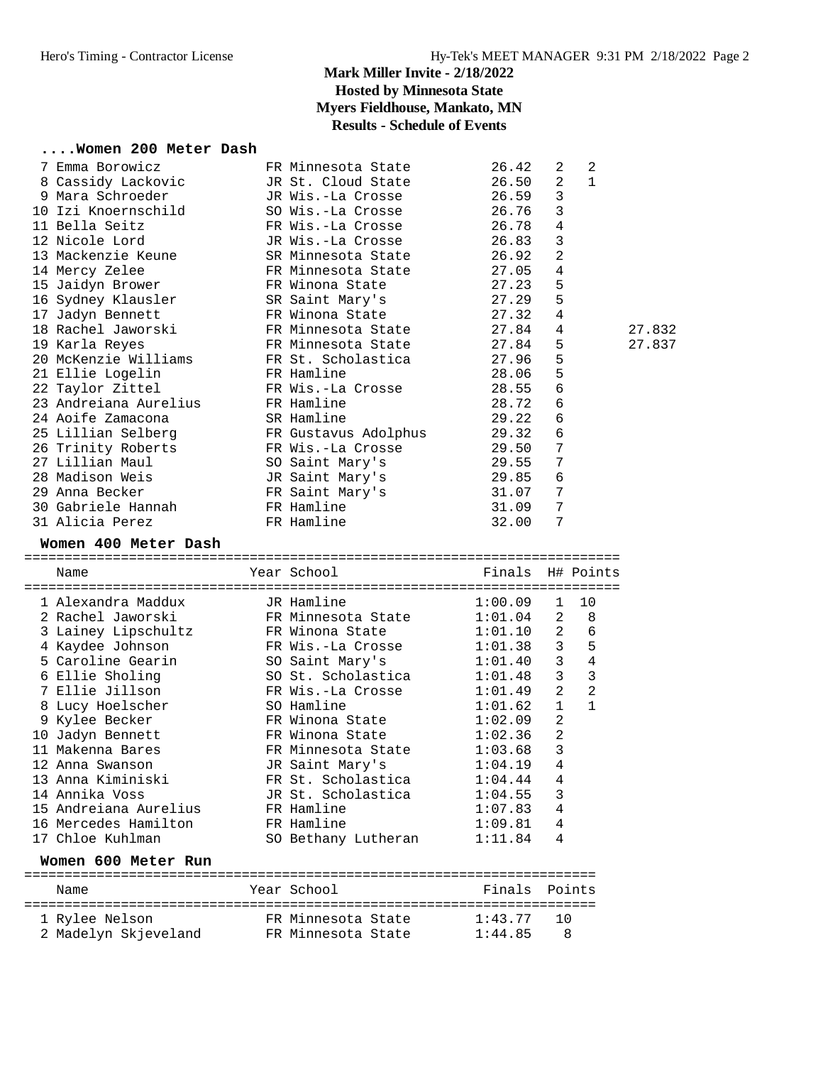# Mark Miller Invite - 2/18/2022

## Hosted by Minnesota State

## Myers Fieldhouse, Mankato, MN

## Results - Schedule of Events

### ....Women 200 Meter Dash

| Place | Name | Year | School | Finals | H# | Points | |
|---|---|---|---|---|---|---|---|
| 7 | Emma Borowicz | FR | Minnesota State | 26.42 | 2 | 2 | |
| 8 | Cassidy Lackovic | JR | St. Cloud State | 26.50 | 2 | 1 | |
| 9 | Mara Schroeder | JR | Wis.-La Crosse | 26.59 | 3 | | |
| 10 | Izi Knoernschild | SO | Wis.-La Crosse | 26.76 | 3 | | |
| 11 | Bella Seitz | FR | Wis.-La Crosse | 26.78 | 4 | | |
| 12 | Nicole Lord | JR | Wis.-La Crosse | 26.83 | 3 | | |
| 13 | Mackenzie Keune | SR | Minnesota State | 26.92 | 2 | | |
| 14 | Mercy Zelee | FR | Minnesota State | 27.05 | 4 | | |
| 15 | Jaidyn Brower | FR | Winona State | 27.23 | 5 | | |
| 16 | Sydney Klausler | SR | Saint Mary's | 27.29 | 5 | | |
| 17 | Jadyn Bennett | FR | Winona State | 27.32 | 4 | | |
| 18 | Rachel Jaworski | FR | Minnesota State | 27.84 | 4 | | 27.832 |
| 19 | Karla Reyes | FR | Minnesota State | 27.84 | 5 | | 27.837 |
| 20 | McKenzie Williams | FR | St. Scholastica | 27.96 | 5 | | |
| 21 | Ellie Logelin | FR | Hamline | 28.06 | 5 | | |
| 22 | Taylor Zittel | FR | Wis.-La Crosse | 28.55 | 6 | | |
| 23 | Andreiana Aurelius | FR | Hamline | 28.72 | 6 | | |
| 24 | Aoife Zamacona | SR | Hamline | 29.22 | 6 | | |
| 25 | Lillian Selberg | FR | Gustavus Adolphus | 29.32 | 6 | | |
| 26 | Trinity Roberts | FR | Wis.-La Crosse | 29.50 | 7 | | |
| 27 | Lillian Maul | SO | Saint Mary's | 29.55 | 7 | | |
| 28 | Madison Weis | JR | Saint Mary's | 29.85 | 6 | | |
| 29 | Anna Becker | FR | Saint Mary's | 31.07 | 7 | | |
| 30 | Gabriele Hannah | FR | Hamline | 31.09 | 7 | | |
| 31 | Alicia Perez | FR | Hamline | 32.00 | 7 | | |

### Women 400 Meter Dash

| Place | Name | Year | School | Finals | H# | Points |
|---|---|---|---|---|---|---|
| 1 | Alexandra Maddux | JR | Hamline | 1:00.09 | 1 | 10 |
| 2 | Rachel Jaworski | FR | Minnesota State | 1:01.04 | 2 | 8 |
| 3 | Lainey Lipschultz | FR | Winona State | 1:01.10 | 2 | 6 |
| 4 | Kaydee Johnson | FR | Wis.-La Crosse | 1:01.38 | 3 | 5 |
| 5 | Caroline Gearin | SO | Saint Mary's | 1:01.40 | 3 | 4 |
| 6 | Ellie Sholing | SO | St. Scholastica | 1:01.48 | 3 | 3 |
| 7 | Ellie Jillson | FR | Wis.-La Crosse | 1:01.49 | 2 | 2 |
| 8 | Lucy Hoelscher | SO | Hamline | 1:01.62 | 1 | 1 |
| 9 | Kylee Becker | FR | Winona State | 1:02.09 | 2 | |
| 10 | Jadyn Bennett | FR | Winona State | 1:02.36 | 2 | |
| 11 | Makenna Bares | FR | Minnesota State | 1:03.68 | 3 | |
| 12 | Anna Swanson | JR | Saint Mary's | 1:04.19 | 4 | |
| 13 | Anna Kiminiski | FR | St. Scholastica | 1:04.44 | 4 | |
| 14 | Annika Voss | JR | St. Scholastica | 1:04.55 | 3 | |
| 15 | Andreiana Aurelius | FR | Hamline | 1:07.83 | 4 | |
| 16 | Mercedes Hamilton | FR | Hamline | 1:09.81 | 4 | |
| 17 | Chloe Kuhlman | SO | Bethany Lutheran | 1:11.84 | 4 | |

### Women 600 Meter Run

| Place | Name | Year | School | Finals | Points |
|---|---|---|---|---|---|
| 1 | Rylee Nelson | FR | Minnesota State | 1:43.77 | 10 |
| 2 | Madelyn Skjeveland | FR | Minnesota State | 1:44.85 | 8 |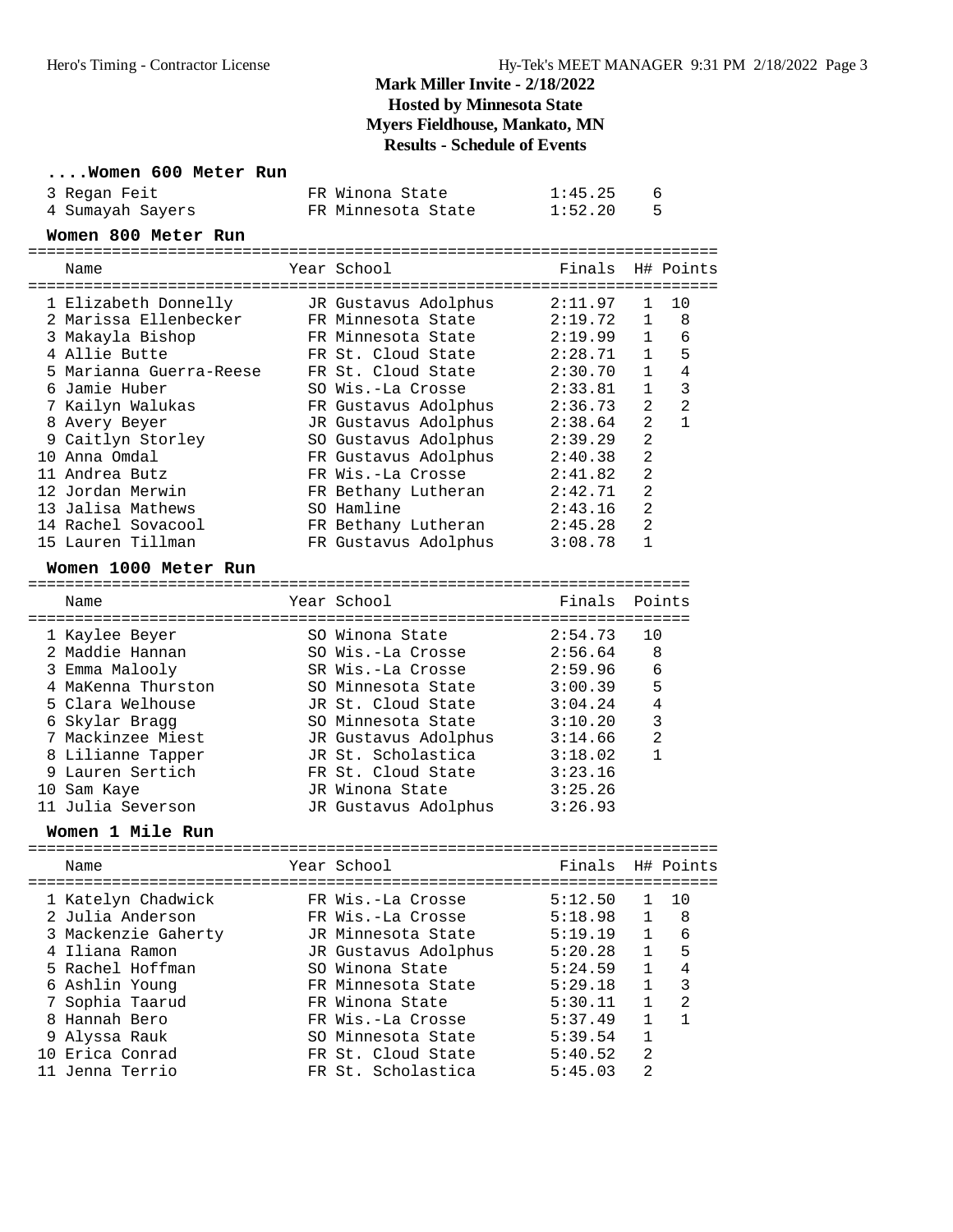# Mark Miller Invite - 2/18/2022

## Hosted by Minnesota State

## Myers Fieldhouse, Mankato, MN

## Results - Schedule of Events

### ....Women 600 Meter Run

| Place | Name | Year | School | Finals | Points |
|---|---|---|---|---|---|
| 3 | Regan Feit | FR | Winona State | 1:45.25 | 6 |
| 4 | Sumayah Sayers | FR | Minnesota State | 1:52.20 | 5 |

### Women 800 Meter Run

| Place | Name | Year | School | Finals | H# | Points |
|---|---|---|---|---|---|---|
| 1 | Elizabeth Donnelly | JR | Gustavus Adolphus | 2:11.97 | 1 | 10 |
| 2 | Marissa Ellenbecker | FR | Minnesota State | 2:19.72 | 1 | 8 |
| 3 | Makayla Bishop | FR | Minnesota State | 2:19.99 | 1 | 6 |
| 4 | Allie Butte | FR | St. Cloud State | 2:28.71 | 1 | 5 |
| 5 | Marianna Guerra-Reese | FR | St. Cloud State | 2:30.70 | 1 | 4 |
| 6 | Jamie Huber | SO | Wis.-La Crosse | 2:33.81 | 1 | 3 |
| 7 | Kailyn Walukas | FR | Gustavus Adolphus | 2:36.73 | 2 | 2 |
| 8 | Avery Beyer | JR | Gustavus Adolphus | 2:38.64 | 2 | 1 |
| 9 | Caitlyn Storley | SO | Gustavus Adolphus | 2:39.29 | 2 | |
| 10 | Anna Omdal | FR | Gustavus Adolphus | 2:40.38 | 2 | |
| 11 | Andrea Butz | FR | Wis.-La Crosse | 2:41.82 | 2 | |
| 12 | Jordan Merwin | FR | Bethany Lutheran | 2:42.71 | 2 | |
| 13 | Jalisa Mathews | SO | Hamline | 2:43.16 | 2 | |
| 14 | Rachel Sovacool | FR | Bethany Lutheran | 2:45.28 | 2 | |
| 15 | Lauren Tillman | FR | Gustavus Adolphus | 3:08.78 | 1 | |

### Women 1000 Meter Run

| Place | Name | Year | School | Finals | Points |
|---|---|---|---|---|---|
| 1 | Kaylee Beyer | SO | Winona State | 2:54.73 | 10 |
| 2 | Maddie Hannan | SO | Wis.-La Crosse | 2:56.64 | 8 |
| 3 | Emma Malooly | SR | Wis.-La Crosse | 2:59.96 | 6 |
| 4 | MaKenna Thurston | SO | Minnesota State | 3:00.39 | 5 |
| 5 | Clara Welhouse | JR | St. Cloud State | 3:04.24 | 4 |
| 6 | Skylar Bragg | SO | Minnesota State | 3:10.20 | 3 |
| 7 | Mackinzee Miest | JR | Gustavus Adolphus | 3:14.66 | 2 |
| 8 | Lilianne Tapper | JR | St. Scholastica | 3:18.02 | 1 |
| 9 | Lauren Sertich | FR | St. Cloud State | 3:23.16 | |
| 10 | Sam Kaye | JR | Winona State | 3:25.26 | |
| 11 | Julia Severson | JR | Gustavus Adolphus | 3:26.93 | |

### Women 1 Mile Run

| Place | Name | Year | School | Finals | H# | Points |
|---|---|---|---|---|---|---|
| 1 | Katelyn Chadwick | FR | Wis.-La Crosse | 5:12.50 | 1 | 10 |
| 2 | Julia Anderson | FR | Wis.-La Crosse | 5:18.98 | 1 | 8 |
| 3 | Mackenzie Gaherty | JR | Minnesota State | 5:19.19 | 1 | 6 |
| 4 | Iliana Ramon | JR | Gustavus Adolphus | 5:20.28 | 1 | 5 |
| 5 | Rachel Hoffman | SO | Winona State | 5:24.59 | 1 | 4 |
| 6 | Ashlin Young | FR | Minnesota State | 5:29.18 | 1 | 3 |
| 7 | Sophia Taarud | FR | Winona State | 5:30.11 | 1 | 2 |
| 8 | Hannah Bero | FR | Wis.-La Crosse | 5:37.49 | 1 | 1 |
| 9 | Alyssa Rauk | SO | Minnesota State | 5:39.54 | 1 | |
| 10 | Erica Conrad | FR | St. Cloud State | 5:40.52 | 2 | |
| 11 | Jenna Terrio | FR | St. Scholastica | 5:45.03 | 2 | |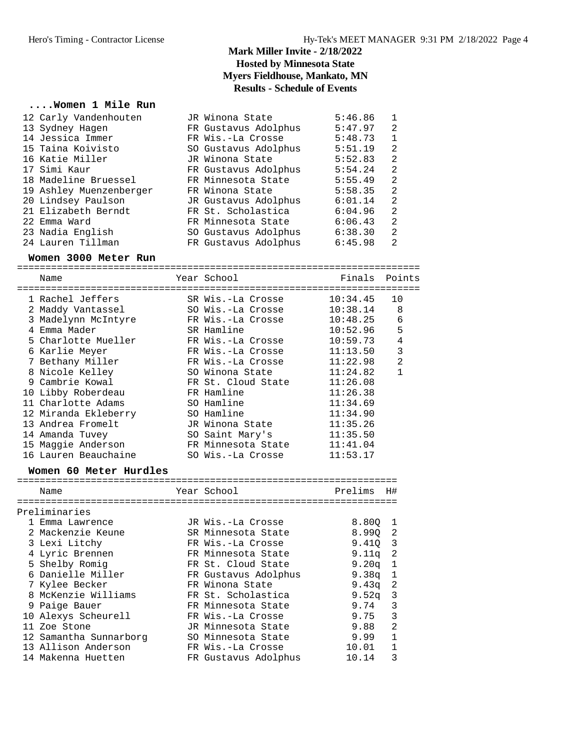# Mark Miller Invite - 2/18/2022

**Hosted by Minnesota State**

**Myers Fieldhouse, Mankato, MN**

**Results - Schedule of Events**

### ....Women 1 Mile Run

| Place | Name | Year | School | Finals | H# |
|---|---|---|---|---|---|
| 12 | Carly Vandenhouten | JR | Winona State | 5:46.86 | 1 |
| 13 | Sydney Hagen | FR | Gustavus Adolphus | 5:47.97 | 2 |
| 14 | Jessica Immer | FR | Wis.-La Crosse | 5:48.73 | 1 |
| 15 | Taina Koivisto | SO | Gustavus Adolphus | 5:51.19 | 2 |
| 16 | Katie Miller | JR | Winona State | 5:52.83 | 2 |
| 17 | Simi Kaur | FR | Gustavus Adolphus | 5:54.24 | 2 |
| 18 | Madeline Bruessel | FR | Minnesota State | 5:55.49 | 2 |
| 19 | Ashley Muenzenberger | FR | Winona State | 5:58.35 | 2 |
| 20 | Lindsey Paulson | JR | Gustavus Adolphus | 6:01.14 | 2 |
| 21 | Elizabeth Berndt | FR | St. Scholastica | 6:04.96 | 2 |
| 22 | Emma Ward | FR | Minnesota State | 6:06.43 | 2 |
| 23 | Nadia English | SO | Gustavus Adolphus | 6:38.30 | 2 |
| 24 | Lauren Tillman | FR | Gustavus Adolphus | 6:45.98 | 2 |

### Women 3000 Meter Run

| Place | Name | Year | School | Finals | Points |
|---|---|---|---|---|---|
| 1 | Rachel Jeffers | SR | Wis.-La Crosse | 10:34.45 | 10 |
| 2 | Maddy Vantassel | SO | Wis.-La Crosse | 10:38.14 | 8 |
| 3 | Madelynn McIntyre | FR | Wis.-La Crosse | 10:48.25 | 6 |
| 4 | Emma Mader | SR | Hamline | 10:52.96 | 5 |
| 5 | Charlotte Mueller | FR | Wis.-La Crosse | 10:59.73 | 4 |
| 6 | Karlie Meyer | FR | Wis.-La Crosse | 11:13.50 | 3 |
| 7 | Bethany Miller | FR | Wis.-La Crosse | 11:22.98 | 2 |
| 8 | Nicole Kelley | SO | Winona State | 11:24.82 | 1 |
| 9 | Cambrie Kowal | FR | St. Cloud State | 11:26.08 | |
| 10 | Libby Roberdeau | FR | Hamline | 11:26.38 | |
| 11 | Charlotte Adams | SO | Hamline | 11:34.69 | |
| 12 | Miranda Ekleberry | SO | Hamline | 11:34.90 | |
| 13 | Andrea Fromelt | JR | Winona State | 11:35.26 | |
| 14 | Amanda Tuvey | SO | Saint Mary's | 11:35.50 | |
| 15 | Maggie Anderson | FR | Minnesota State | 11:41.04 | |
| 16 | Lauren Beauchaine | SO | Wis.-La Crosse | 11:53.17 | |

### Women 60 Meter Hurdles

| Place | Name | Year | School | Prelims | H# |
|---|---|---|---|---|---|
| **Preliminaries** | | | | | |
| 1 | Emma Lawrence | JR | Wis.-La Crosse | 8.80Q | 1 |
| 2 | Mackenzie Keune | SR | Minnesota State | 8.99Q | 2 |
| 3 | Lexi Litchy | FR | Wis.-La Crosse | 9.41Q | 3 |
| 4 | Lyric Brennen | FR | Minnesota State | 9.11q | 2 |
| 5 | Shelby Romig | FR | St. Cloud State | 9.20q | 1 |
| 6 | Danielle Miller | FR | Gustavus Adolphus | 9.38q | 1 |
| 7 | Kylee Becker | FR | Winona State | 9.43q | 2 |
| 8 | McKenzie Williams | FR | St. Scholastica | 9.52q | 3 |
| 9 | Paige Bauer | FR | Minnesota State | 9.74 | 3 |
| 10 | Alexys Scheurell | FR | Wis.-La Crosse | 9.75 | 3 |
| 11 | Zoe Stone | JR | Minnesota State | 9.88 | 2 |
| 12 | Samantha Sunnarborg | SO | Minnesota State | 9.99 | 1 |
| 13 | Allison Anderson | FR | Wis.-La Crosse | 10.01 | 1 |
| 14 | Makenna Huetten | FR | Gustavus Adolphus | 10.14 | 3 |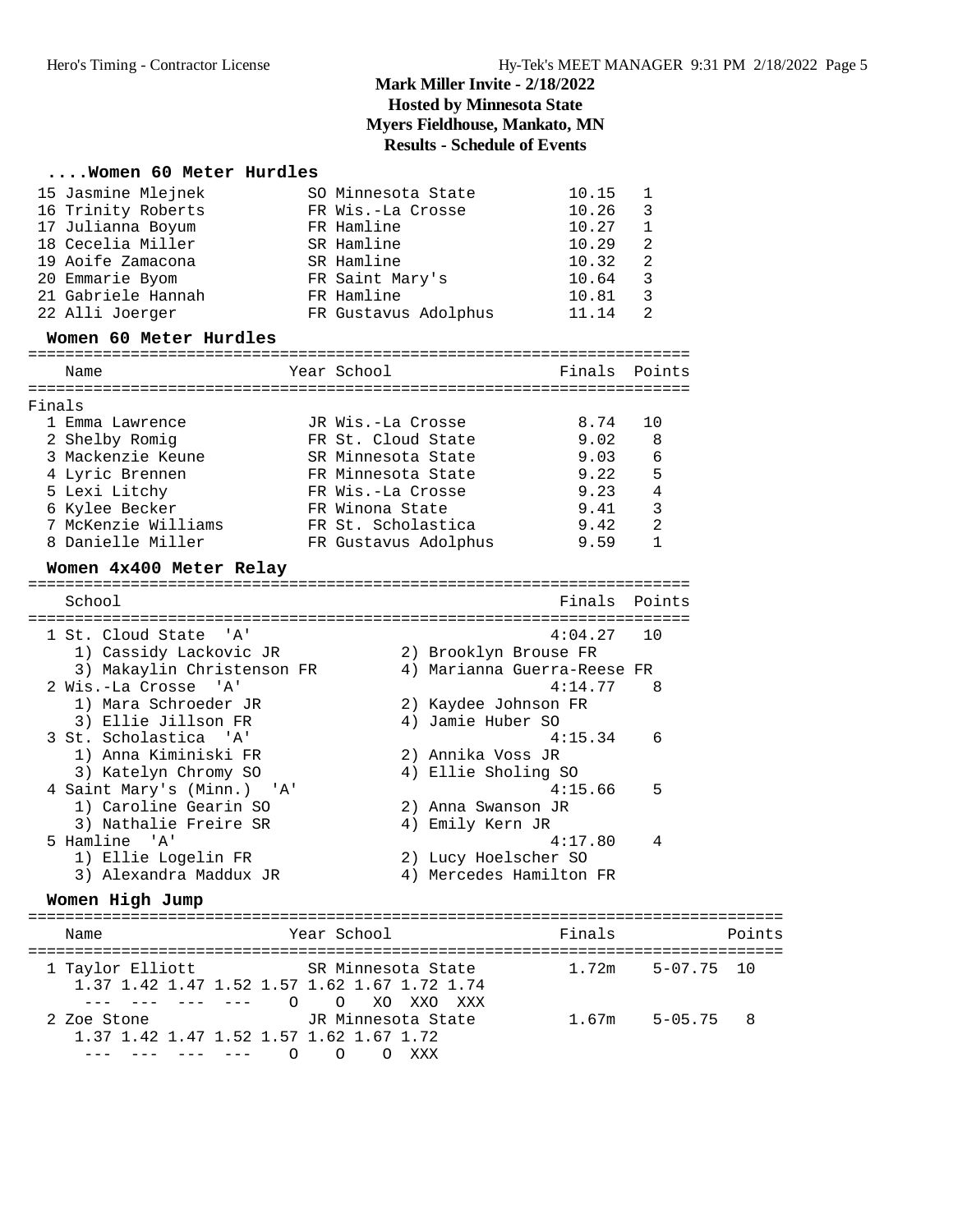# Mark Miller Invite - 2/18/2022
## Hosted by Minnesota State
## Myers Fieldhouse, Mankato, MN
## Results - Schedule of Events

### ....Women 60 Meter Hurdles

| | Name | Year | School | Time | Heat |
|---|---|---|---|---|---|
| 15 | Jasmine Mlejnek | SO | Minnesota State | 10.15 | 1 |
| 16 | Trinity Roberts | FR | Wis.-La Crosse | 10.26 | 3 |
| 17 | Julianna Boyum | FR | Hamline | 10.27 | 1 |
| 18 | Cecelia Miller | SR | Hamline | 10.29 | 2 |
| 19 | Aoife Zamacona | SR | Hamline | 10.32 | 2 |
| 20 | Emmarie Byom | FR | Saint Mary's | 10.64 | 3 |
| 21 | Gabriele Hannah | FR | Hamline | 10.81 | 3 |
| 22 | Alli Joerger | FR | Gustavus Adolphus | 11.14 | 2 |

### Women 60 Meter Hurdles

Finals

| | Name | Year | School | Finals | Points |
|---|---|---|---|---|---|
| 1 | Emma Lawrence | JR | Wis.-La Crosse | 8.74 | 10 |
| 2 | Shelby Romig | FR | St. Cloud State | 9.02 | 8 |
| 3 | Mackenzie Keune | SR | Minnesota State | 9.03 | 6 |
| 4 | Lyric Brennen | FR | Minnesota State | 9.22 | 5 |
| 5 | Lexi Litchy | FR | Wis.-La Crosse | 9.23 | 4 |
| 6 | Kylee Becker | FR | Winona State | 9.41 | 3 |
| 7 | McKenzie Williams | FR | St. Scholastica | 9.42 | 2 |
| 8 | Danielle Miller | FR | Gustavus Adolphus | 9.59 | 1 |

### Women 4x400 Meter Relay

| | School | Finals | Points |
|---|---|---|---|
| 1 | St. Cloud State 'A' | 4:04.27 | 10 |
| | 1) Cassidy Lackovic JR, 2) Brooklyn Brouse FR, 3) Makaylin Christenson FR, 4) Marianna Guerra-Reese FR | | |
| 2 | Wis.-La Crosse 'A' | 4:14.77 | 8 |
| | 1) Mara Schroeder JR, 2) Kaydee Johnson FR, 3) Ellie Jillson FR, 4) Jamie Huber SO | | |
| 3 | St. Scholastica 'A' | 4:15.34 | 6 |
| | 1) Anna Kiminiski FR, 2) Annika Voss JR, 3) Katelyn Chromy SO, 4) Ellie Sholing SO | | |
| 4 | Saint Mary's (Minn.) 'A' | 4:15.66 | 5 |
| | 1) Caroline Gearin SO, 2) Anna Swanson JR, 3) Nathalie Freire SR, 4) Emily Kern JR | | |
| 5 | Hamline 'A' | 4:17.80 | 4 |
| | 1) Ellie Logelin FR, 2) Lucy Hoelscher SO, 3) Alexandra Maddux JR, 4) Mercedes Hamilton FR | | |

### Women High Jump

| | Name | Year | School | Finals | | Points |
|---|---|---|---|---|---|---|
| 1 | Taylor Elliott | SR | Minnesota State | 1.72m | 5-07.75 | 10 |
| 2 | Zoe Stone | JR | Minnesota State | 1.67m | 5-05.75 | 8 |

```
1 Taylor Elliott
  1.37 1.42 1.47 1.52 1.57 1.62 1.67 1.72 1.74
   ---  ---  ---  ---    O    O   XO  XXO  XXX
2 Zoe Stone
  1.37 1.42 1.47 1.52 1.57 1.62 1.67 1.72
   ---  ---  ---  ---    O    O    O  XXX
```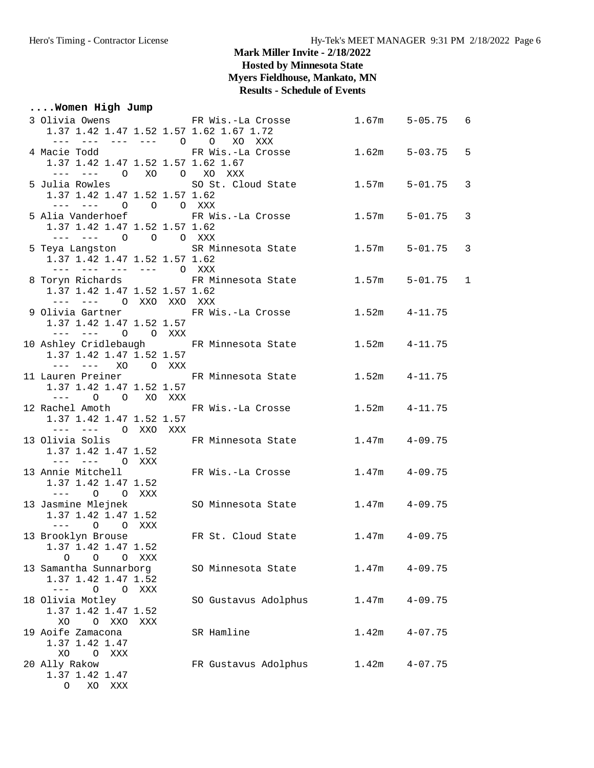# Mark Miller Invite - 2/18/2022
## Hosted by Minnesota State
## Myers Fieldhouse, Mankato, MN
## Results - Schedule of Events

### ....Women High Jump

```
  3 Olivia Owens           FR Wis.-La Crosse          1.67m    5-05.75   6 
     1.37 1.42 1.47 1.52 1.57 1.62 1.67 1.72
      ---  ---  ---  ---    O    O   XO  XXX
  4 Macie Todd             FR Wis.-La Crosse          1.62m    5-03.75   5 
     1.37 1.42 1.47 1.52 1.57 1.62 1.67
      ---  ---    O   XO    O   XO  XXX
  5 Julia Rowles           SO St. Cloud State         1.57m    5-01.75   3 
     1.37 1.42 1.47 1.52 1.57 1.62
      ---  ---    O    O    O  XXX
  5 Alia Vanderhoef        FR Wis.-La Crosse          1.57m    5-01.75   3 
     1.37 1.42 1.47 1.52 1.57 1.62
      ---  ---    O    O    O  XXX
  5 Teya Langston          SR Minnesota State         1.57m    5-01.75   3 
     1.37 1.42 1.47 1.52 1.57 1.62
      ---  ---  ---  ---    O  XXX
  8 Toryn Richards         FR Minnesota State         1.57m    5-01.75   1 
     1.37 1.42 1.47 1.52 1.57 1.62
      ---  ---    O  XXO  XXO  XXX
  9 Olivia Gartner         FR Wis.-La Crosse          1.52m    4-11.75 
     1.37 1.42 1.47 1.52 1.57
      ---  ---    O    O  XXX
 10 Ashley Cridlebaugh     FR Minnesota State         1.52m    4-11.75 
     1.37 1.42 1.47 1.52 1.57
      ---  ---   XO    O  XXX
 11 Lauren Preiner         FR Minnesota State         1.52m    4-11.75 
     1.37 1.42 1.47 1.52 1.57
      ---    O    O   XO  XXX
 12 Rachel Amoth           FR Wis.-La Crosse          1.52m    4-11.75 
     1.37 1.42 1.47 1.52 1.57
      ---  ---    O  XXO  XXX
 13 Olivia Solis           FR Minnesota State         1.47m    4-09.75 
     1.37 1.42 1.47 1.52
      ---  ---    O  XXX
 13 Annie Mitchell         FR Wis.-La Crosse          1.47m    4-09.75 
     1.37 1.42 1.47 1.52
      ---    O    O  XXX
 13 Jasmine Mlejnek        SO Minnesota State         1.47m    4-09.75 
     1.37 1.42 1.47 1.52
      ---    O    O  XXX
 13 Brooklyn Brouse        FR St. Cloud State         1.47m    4-09.75 
     1.37 1.42 1.47 1.52
        O    O    O  XXX
 13 Samantha Sunnarborg    SO Minnesota State         1.47m    4-09.75 
     1.37 1.42 1.47 1.52
      ---    O    O  XXX
 18 Olivia Motley          SO Gustavus Adolphus       1.47m    4-09.75 
     1.37 1.42 1.47 1.52
       XO    O  XXO  XXX
 19 Aoife Zamacona         SR Hamline                 1.42m    4-07.75 
     1.37 1.42 1.47
       XO    O  XXX
 20 Ally Rakow             FR Gustavus Adolphus       1.42m    4-07.75 
     1.37 1.42 1.47
        O   XO  XXX
```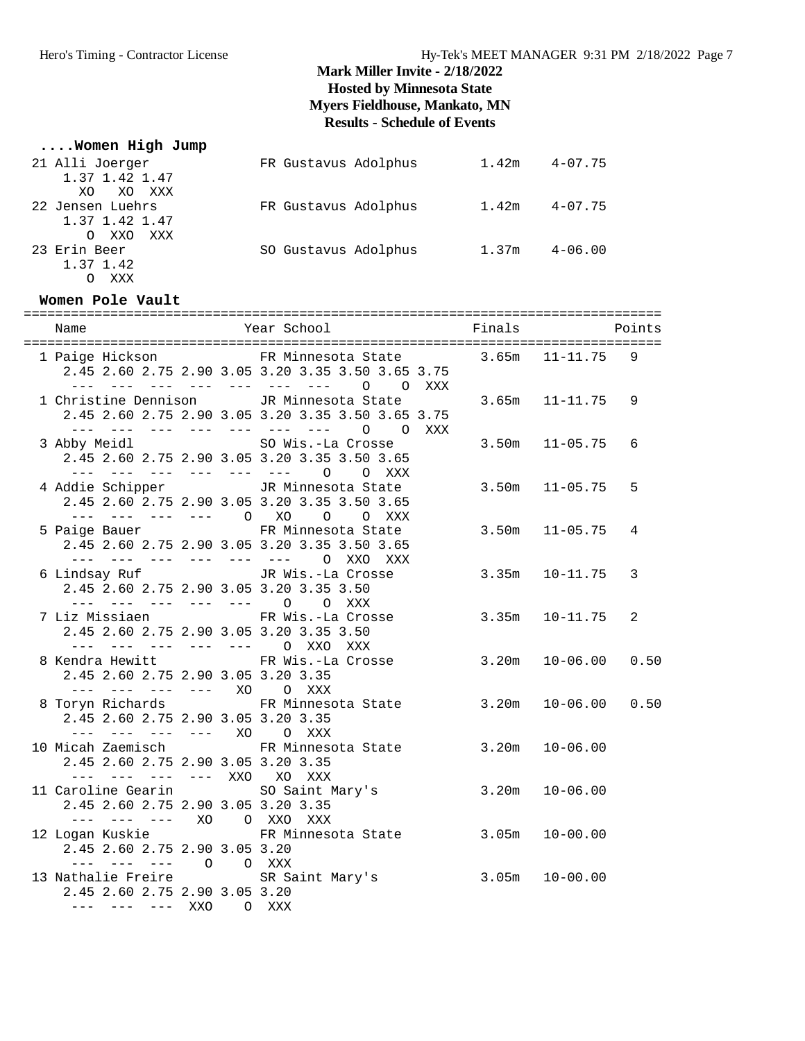# Mark Miller Invite - 2/18/2022
## Hosted by Minnesota State
## Myers Fieldhouse, Mankato, MN
## Results - Schedule of Events

### ....Women High Jump

```
 21 Alli Joerger             FR Gustavus Adolphus       1.42m    4-07.75
     1.37 1.42 1.47
       XO   XO  XXX
 22 Jensen Luehrs            FR Gustavus Adolphus       1.42m    4-07.75
     1.37 1.42 1.47
       O  XXO  XXX
 23 Erin Beer                SO Gustavus Adolphus       1.37m    4-06.00
     1.37 1.42
       O  XXX
```

### Women Pole Vault

```
=================================================================================
    Name                    Year School                  Finals            Points
=================================================================================
  1 Paige Hickson            FR Minnesota State          3.65m   11-11.75   9
     2.45 2.60 2.75 2.90 3.05 3.20 3.35 3.50 3.65 3.75
      ---  ---  ---  ---  ---  ---  ---    O    O  XXX
  1 Christine Dennison       JR Minnesota State          3.65m   11-11.75   9
     2.45 2.60 2.75 2.90 3.05 3.20 3.35 3.50 3.65 3.75
      ---  ---  ---  ---  ---  ---  ---    O    O  XXX
  3 Abby Meidl               SO Wis.-La Crosse           3.50m   11-05.75   6
     2.45 2.60 2.75 2.90 3.05 3.20 3.35 3.50 3.65
      ---  ---  ---  ---  ---  ---    O    O  XXX
  4 Addie Schipper           JR Minnesota State          3.50m   11-05.75   5
     2.45 2.60 2.75 2.90 3.05 3.20 3.35 3.50 3.65
      ---  ---  ---  ---    O   XO    O    O  XXX
  5 Paige Bauer              FR Minnesota State          3.50m   11-05.75   4
     2.45 2.60 2.75 2.90 3.05 3.20 3.35 3.50 3.65
      ---  ---  ---  ---  ---  ---    O  XXO  XXX
  6 Lindsay Ruf              JR Wis.-La Crosse           3.35m   10-11.75   3
     2.45 2.60 2.75 2.90 3.05 3.20 3.35 3.50
      ---  ---  ---  ---  ---    O    O  XXX
  7 Liz Missiaen             FR Wis.-La Crosse           3.35m   10-11.75   2
     2.45 2.60 2.75 2.90 3.05 3.20 3.35 3.50
      ---  ---  ---  ---  ---    O  XXO  XXX
  8 Kendra Hewitt            FR Wis.-La Crosse           3.20m   10-06.00   0.50
     2.45 2.60 2.75 2.90 3.05 3.20 3.35
      ---  ---  ---  ---   XO    O  XXX
  8 Toryn Richards           FR Minnesota State          3.20m   10-06.00   0.50
     2.45 2.60 2.75 2.90 3.05 3.20 3.35
      ---  ---  ---  ---   XO    O  XXX
 10 Micah Zaemisch           FR Minnesota State          3.20m   10-06.00
     2.45 2.60 2.75 2.90 3.05 3.20 3.35
      ---  ---  ---  ---  XXO   XO  XXX
 11 Caroline Gearin          SO Saint Mary's             3.20m   10-06.00
     2.45 2.60 2.75 2.90 3.05 3.20 3.35
      ---  ---  ---   XO    O  XXO  XXX
 12 Logan Kuskie             FR Minnesota State          3.05m   10-00.00
     2.45 2.60 2.75 2.90 3.05 3.20
      ---  ---  ---    O    O  XXX
 13 Nathalie Freire          SR Saint Mary's             3.05m   10-00.00
     2.45 2.60 2.75 2.90 3.05 3.20
      ---  ---  ---  XXO    O  XXX
```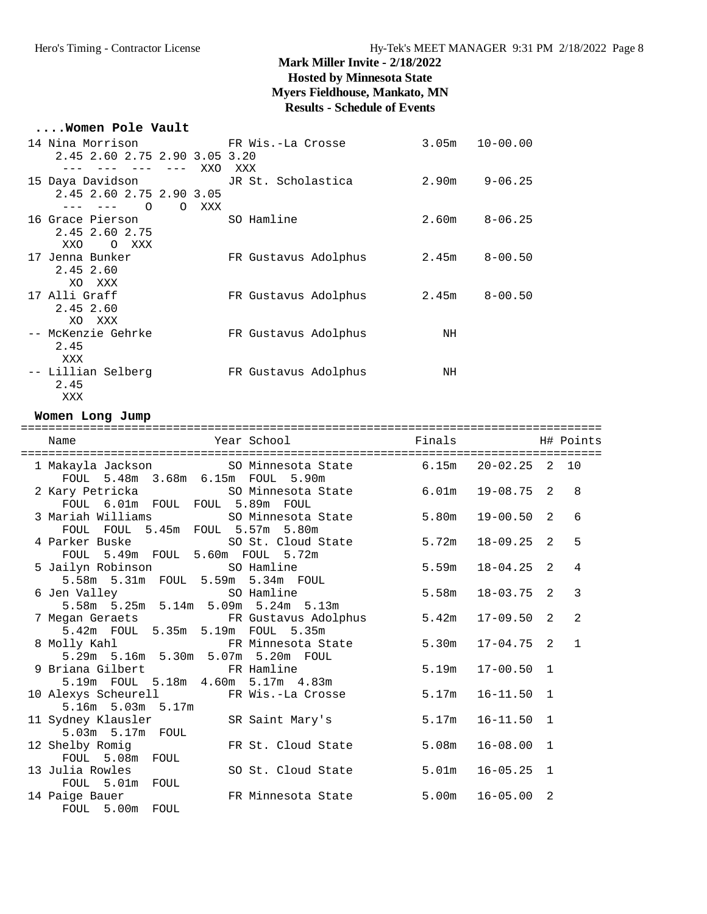# Mark Miller Invite - 2/18/2022

## Hosted by Minnesota State

## Myers Fieldhouse, Mankato, MN

## Results - Schedule of Events

### ....Women Pole Vault

```
 14 Nina Morrison              FR Wis.-La Crosse          3.05m   10-00.00
     2.45 2.60 2.75 2.90 3.05 3.20
      ---  ---  ---  ---  XXO  XXX
 15 Daya Davidson              JR St. Scholastica         2.90m    9-06.25
     2.45 2.60 2.75 2.90 3.05
      ---  ---    O    O  XXX
 16 Grace Pierson              SO Hamline                 2.60m    8-06.25
     2.45 2.60 2.75
      XXO    O  XXX
 17 Jenna Bunker               FR Gustavus Adolphus       2.45m    8-00.50
     2.45 2.60
       XO  XXX
 17 Alli Graff                 FR Gustavus Adolphus       2.45m    8-00.50
     2.45 2.60
       XO  XXX
 -- McKenzie Gehrke            FR Gustavus Adolphus          NH
     2.45
      XXX
 -- Lillian Selberg            FR Gustavus Adolphus          NH
     2.45
      XXX
```

### Women Long Jump

```
=====================================================================================
    Name                    Year School                 Finals              H# Points
=====================================================================================
  1 Makayla Jackson          SO Minnesota State          6.15m   20-02.25  2  10
     FOUL  5.48m  3.68m  6.15m  FOUL  5.90m
  2 Kary Petricka            SO Minnesota State          6.01m   19-08.75  2   8
     FOUL  6.01m  FOUL  FOUL  5.89m  FOUL
  3 Mariah Williams          SO Minnesota State          5.80m   19-00.50  2   6
     FOUL  FOUL  5.45m  FOUL  5.57m  5.80m
  4 Parker Buske             SO St. Cloud State          5.72m   18-09.25  2   5
     FOUL  5.49m  FOUL  5.60m  FOUL  5.72m
  5 Jailyn Robinson          SO Hamline                  5.59m   18-04.25  2   4
     5.58m  5.31m  FOUL  5.59m  5.34m  FOUL
  6 Jen Valley               SO Hamline                  5.58m   18-03.75  2   3
     5.58m  5.25m  5.14m  5.09m  5.24m  5.13m
  7 Megan Geraets            FR Gustavus Adolphus        5.42m   17-09.50  2   2
     5.42m  FOUL  5.35m  5.19m  FOUL  5.35m
  8 Molly Kahl               FR Minnesota State          5.30m   17-04.75  2   1
     5.29m  5.16m  5.30m  5.07m  5.20m  FOUL
  9 Briana Gilbert           FR Hamline                  5.19m   17-00.50  1
     5.19m  FOUL  5.18m  4.60m  5.17m  4.83m
 10 Alexys Scheurell         FR Wis.-La Crosse           5.17m   16-11.50  1
     5.16m  5.03m  5.17m
 11 Sydney Klausler          SR Saint Mary's             5.17m   16-11.50  1
     5.03m  5.17m  FOUL
 12 Shelby Romig             FR St. Cloud State          5.08m   16-08.00  1
     FOUL  5.08m  FOUL
 13 Julia Rowles             SO St. Cloud State          5.01m   16-05.25  1
     FOUL  5.01m  FOUL
 14 Paige Bauer              FR Minnesota State          5.00m   16-05.00  2
     FOUL  5.00m  FOUL
```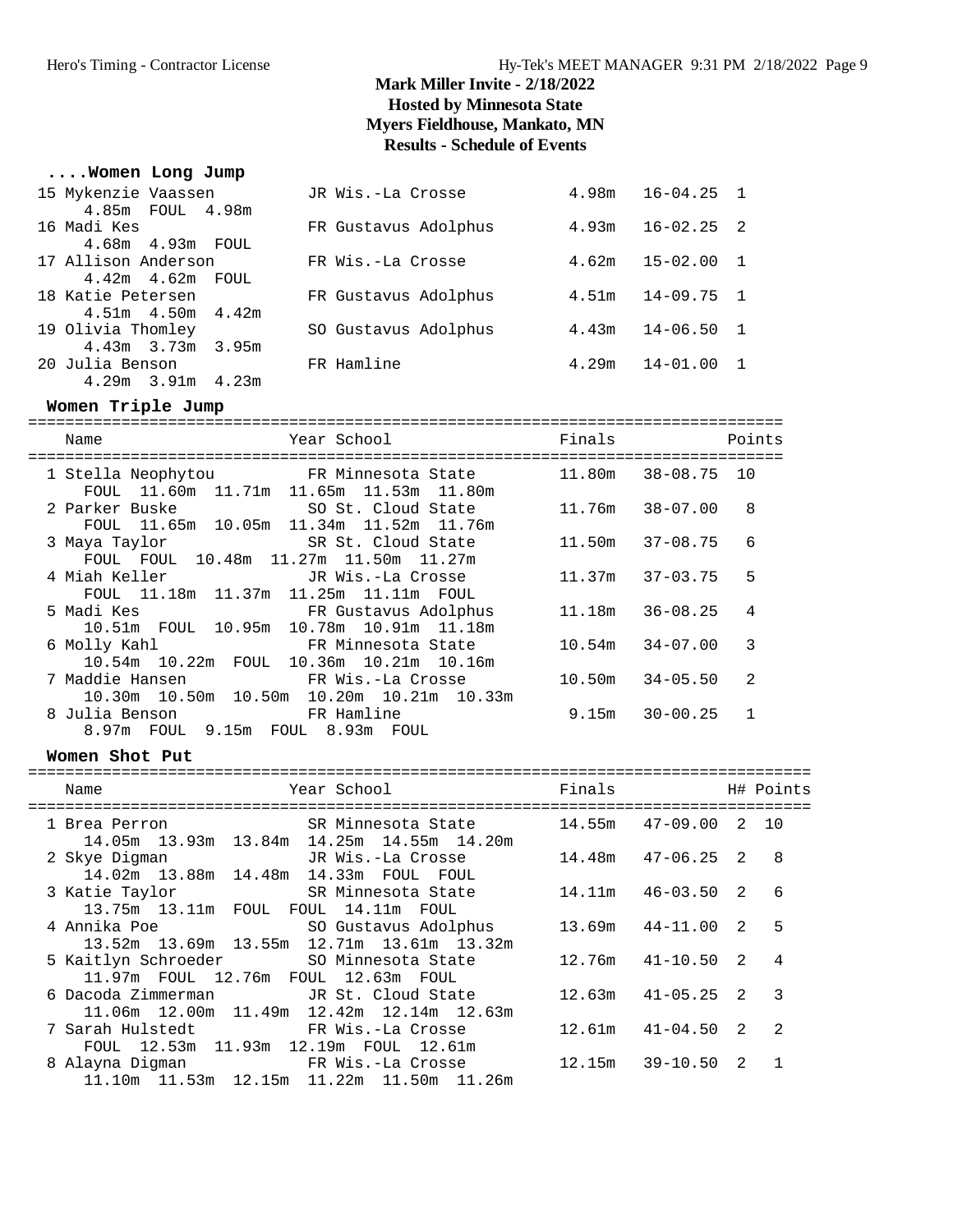## Mark Miller Invite - 2/18/2022
### Hosted by Minnesota State
### Myers Fieldhouse, Mankato, MN
### Results - Schedule of Events

### ....Women Long Jump

| Place | Name | Year | School | Finals | | H# |
|---|---|---|---|---|---|---|
| 15 | Mykenzie Vaassen | JR | Wis.-La Crosse | 4.98m | 16-04.25 | 1 |
| | 4.85m FOUL 4.98m | | | | | |
| 16 | Madi Kes | FR | Gustavus Adolphus | 4.93m | 16-02.25 | 2 |
| | 4.68m 4.93m FOUL | | | | | |
| 17 | Allison Anderson | FR | Wis.-La Crosse | 4.62m | 15-02.00 | 1 |
| | 4.42m 4.62m FOUL | | | | | |
| 18 | Katie Petersen | FR | Gustavus Adolphus | 4.51m | 14-09.75 | 1 |
| | 4.51m 4.50m 4.42m | | | | | |
| 19 | Olivia Thomley | SO | Gustavus Adolphus | 4.43m | 14-06.50 | 1 |
| | 4.43m 3.73m 3.95m | | | | | |
| 20 | Julia Benson | FR | Hamline | 4.29m | 14-01.00 | 1 |
| | 4.29m 3.91m 4.23m | | | | | |

### Women Triple Jump

| Place | Name | Year | School | Finals | | Points |
|---|---|---|---|---|---|---|
| 1 | Stella Neophytou | FR | Minnesota State | 11.80m | 38-08.75 | 10 |
| | FOUL 11.60m 11.71m 11.65m 11.53m 11.80m | | | | | |
| 2 | Parker Buske | SO | St. Cloud State | 11.76m | 38-07.00 | 8 |
| | FOUL 11.65m 10.05m 11.34m 11.52m 11.76m | | | | | |
| 3 | Maya Taylor | SR | St. Cloud State | 11.50m | 37-08.75 | 6 |
| | FOUL FOUL 10.48m 11.27m 11.50m 11.27m | | | | | |
| 4 | Miah Keller | JR | Wis.-La Crosse | 11.37m | 37-03.75 | 5 |
| | FOUL 11.18m 11.37m 11.25m 11.11m FOUL | | | | | |
| 5 | Madi Kes | FR | Gustavus Adolphus | 11.18m | 36-08.25 | 4 |
| | 10.51m FOUL 10.95m 10.78m 10.91m 11.18m | | | | | |
| 6 | Molly Kahl | FR | Minnesota State | 10.54m | 34-07.00 | 3 |
| | 10.54m 10.22m FOUL 10.36m 10.21m 10.16m | | | | | |
| 7 | Maddie Hansen | FR | Wis.-La Crosse | 10.50m | 34-05.50 | 2 |
| | 10.30m 10.50m 10.50m 10.20m 10.21m 10.33m | | | | | |
| 8 | Julia Benson | FR | Hamline | 9.15m | 30-00.25 | 1 |
| | 8.97m FOUL 9.15m FOUL 8.93m FOUL | | | | | |

### Women Shot Put

| Place | Name | Year | School | Finals | | H# | Points |
|---|---|---|---|---|---|---|---|
| 1 | Brea Perron | SR | Minnesota State | 14.55m | 47-09.00 | 2 | 10 |
| | 14.05m 13.93m 13.84m 14.25m 14.55m 14.20m | | | | | | |
| 2 | Skye Digman | JR | Wis.-La Crosse | 14.48m | 47-06.25 | 2 | 8 |
| | 14.02m 13.88m 14.48m 14.33m FOUL FOUL | | | | | | |
| 3 | Katie Taylor | SR | Minnesota State | 14.11m | 46-03.50 | 2 | 6 |
| | 13.75m 13.11m FOUL FOUL 14.11m FOUL | | | | | | |
| 4 | Annika Poe | SO | Gustavus Adolphus | 13.69m | 44-11.00 | 2 | 5 |
| | 13.52m 13.69m 13.55m 12.71m 13.61m 13.32m | | | | | | |
| 5 | Kaitlyn Schroeder | SO | Minnesota State | 12.76m | 41-10.50 | 2 | 4 |
| | 11.97m FOUL 12.76m FOUL 12.63m FOUL | | | | | | |
| 6 | Dacoda Zimmerman | JR | St. Cloud State | 12.63m | 41-05.25 | 2 | 3 |
| | 11.06m 12.00m 11.49m 12.42m 12.14m 12.63m | | | | | | |
| 7 | Sarah Hulstedt | FR | Wis.-La Crosse | 12.61m | 41-04.50 | 2 | 2 |
| | FOUL 12.53m 11.93m 12.19m FOUL 12.61m | | | | | | |
| 8 | Alayna Digman | FR | Wis.-La Crosse | 12.15m | 39-10.50 | 2 | 1 |
| | 11.10m 11.53m 12.15m 11.22m 11.50m 11.26m | | | | | | |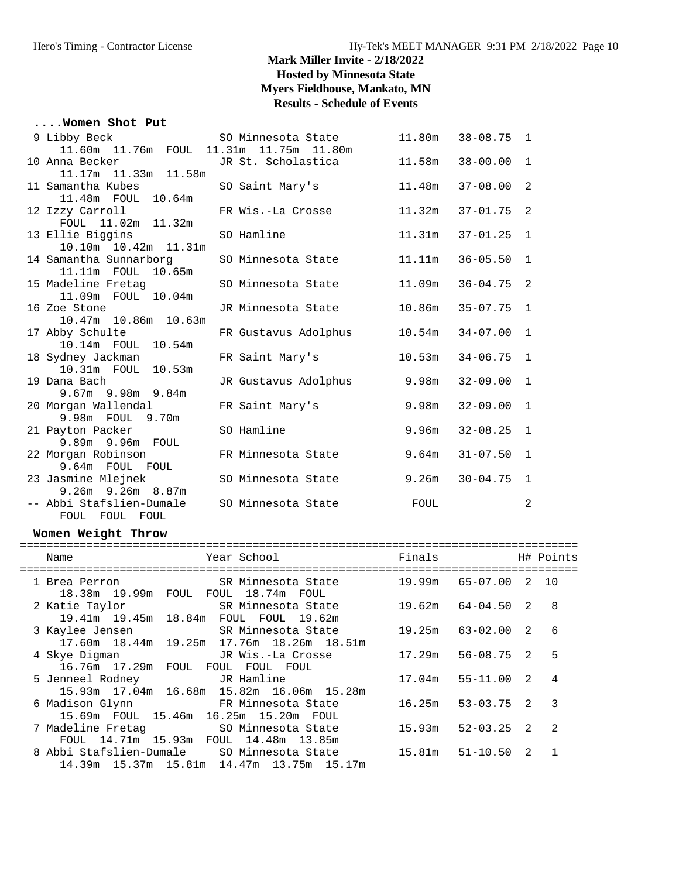# Mark Miller Invite - 2/18/2022
## Hosted by Minnesota State
## Myers Fieldhouse, Mankato, MN
## Results - Schedule of Events

### ....Women Shot Put

| Place | Name | Year | School | Finals | | H# |
|---|---|---|---|---|---|---|
| 9 | Libby Beck | SO | Minnesota State | 11.80m | 38-08.75 | 1 |
| | 11.60m 11.76m FOUL 11.31m 11.75m 11.80m | | | | | |
| 10 | Anna Becker | JR | St. Scholastica | 11.58m | 38-00.00 | 1 |
| | 11.17m 11.33m 11.58m | | | | | |
| 11 | Samantha Kubes | SO | Saint Mary's | 11.48m | 37-08.00 | 2 |
| | 11.48m FOUL 10.64m | | | | | |
| 12 | Izzy Carroll | FR | Wis.-La Crosse | 11.32m | 37-01.75 | 2 |
| | FOUL 11.02m 11.32m | | | | | |
| 13 | Ellie Biggins | SO | Hamline | 11.31m | 37-01.25 | 1 |
| | 10.10m 10.42m 11.31m | | | | | |
| 14 | Samantha Sunnarborg | SO | Minnesota State | 11.11m | 36-05.50 | 1 |
| | 11.11m FOUL 10.65m | | | | | |
| 15 | Madeline Fretag | SO | Minnesota State | 11.09m | 36-04.75 | 2 |
| | 11.09m FOUL 10.04m | | | | | |
| 16 | Zoe Stone | JR | Minnesota State | 10.86m | 35-07.75 | 1 |
| | 10.47m 10.86m 10.63m | | | | | |
| 17 | Abby Schulte | FR | Gustavus Adolphus | 10.54m | 34-07.00 | 1 |
| | 10.14m FOUL 10.54m | | | | | |
| 18 | Sydney Jackman | FR | Saint Mary's | 10.53m | 34-06.75 | 1 |
| | 10.31m FOUL 10.53m | | | | | |
| 19 | Dana Bach | JR | Gustavus Adolphus | 9.98m | 32-09.00 | 1 |
| | 9.67m 9.98m 9.84m | | | | | |
| 20 | Morgan Wallendal | FR | Saint Mary's | 9.98m | 32-09.00 | 1 |
| | 9.98m FOUL 9.70m | | | | | |
| 21 | Payton Packer | SO | Hamline | 9.96m | 32-08.25 | 1 |
| | 9.89m 9.96m FOUL | | | | | |
| 22 | Morgan Robinson | FR | Minnesota State | 9.64m | 31-07.50 | 1 |
| | 9.64m FOUL FOUL | | | | | |
| 23 | Jasmine Mlejnek | SO | Minnesota State | 9.26m | 30-04.75 | 1 |
| | 9.26m 9.26m 8.87m | | | | | |
| -- | Abbi Stafslien-Dumale | SO | Minnesota State | FOUL | | 2 |
| | FOUL FOUL FOUL | | | | | |

### Women Weight Throw

| Place | Name | Year | School | Finals | | H# | Points |
|---|---|---|---|---|---|---|---|
| 1 | Brea Perron | SR | Minnesota State | 19.99m | 65-07.00 | 2 | 10 |
| | 18.38m 19.99m FOUL FOUL 18.74m FOUL | | | | | | |
| 2 | Katie Taylor | SR | Minnesota State | 19.62m | 64-04.50 | 2 | 8 |
| | 19.41m 19.45m 18.84m FOUL FOUL 19.62m | | | | | | |
| 3 | Kaylee Jensen | SR | Minnesota State | 19.25m | 63-02.00 | 2 | 6 |
| | 17.60m 18.44m 19.25m 17.76m 18.26m 18.51m | | | | | | |
| 4 | Skye Digman | JR | Wis.-La Crosse | 17.29m | 56-08.75 | 2 | 5 |
| | 16.76m 17.29m FOUL FOUL FOUL FOUL | | | | | | |
| 5 | Jenneel Rodney | JR | Hamline | 17.04m | 55-11.00 | 2 | 4 |
| | 15.93m 17.04m 16.68m 15.82m 16.06m 15.28m | | | | | | |
| 6 | Madison Glynn | FR | Minnesota State | 16.25m | 53-03.75 | 2 | 3 |
| | 15.69m FOUL 15.46m 16.25m 15.20m FOUL | | | | | | |
| 7 | Madeline Fretag | SO | Minnesota State | 15.93m | 52-03.25 | 2 | 2 |
| | FOUL 14.71m 15.93m FOUL 14.48m 13.85m | | | | | | |
| 8 | Abbi Stafslien-Dumale | SO | Minnesota State | 15.81m | 51-10.50 | 2 | 1 |
| | 14.39m 15.37m 15.81m 14.47m 13.75m 15.17m | | | | | | |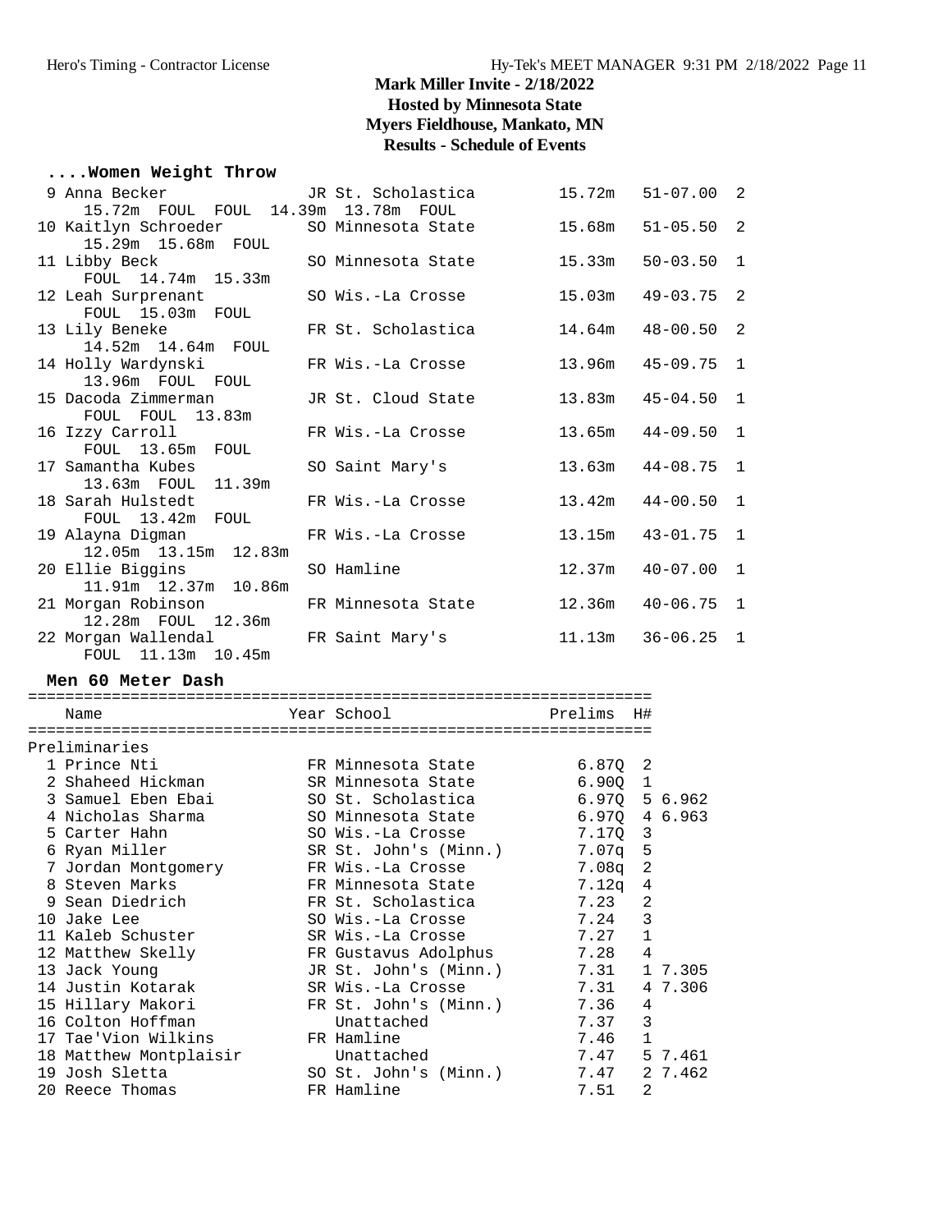# Mark Miller Invite - 2/18/2022
## Hosted by Minnesota State
## Myers Fieldhouse, Mankato, MN
## Results - Schedule of Events

### ....Women Weight Throw

| Place | Name | Year | School | Mark | Imperial | Flight |
|---|---|---|---|---|---|---|
| 9 | Anna Becker | JR | St. Scholastica | 15.72m | 51-07.00 | 2 |
| | 15.72m FOUL FOUL 14.39m 13.78m FOUL | | | | | |
| 10 | Kaitlyn Schroeder | SO | Minnesota State | 15.68m | 51-05.50 | 2 |
| | 15.29m 15.68m FOUL | | | | | |
| 11 | Libby Beck | SO | Minnesota State | 15.33m | 50-03.50 | 1 |
| | FOUL 14.74m 15.33m | | | | | |
| 12 | Leah Surprenant | SO | Wis.-La Crosse | 15.03m | 49-03.75 | 2 |
| | FOUL 15.03m FOUL | | | | | |
| 13 | Lily Beneke | FR | St. Scholastica | 14.64m | 48-00.50 | 2 |
| | 14.52m 14.64m FOUL | | | | | |
| 14 | Holly Wardynski | FR | Wis.-La Crosse | 13.96m | 45-09.75 | 1 |
| | 13.96m FOUL FOUL | | | | | |
| 15 | Dacoda Zimmerman | JR | St. Cloud State | 13.83m | 45-04.50 | 1 |
| | FOUL FOUL 13.83m | | | | | |
| 16 | Izzy Carroll | FR | Wis.-La Crosse | 13.65m | 44-09.50 | 1 |
| | FOUL 13.65m FOUL | | | | | |
| 17 | Samantha Kubes | SO | Saint Mary's | 13.63m | 44-08.75 | 1 |
| | 13.63m FOUL 11.39m | | | | | |
| 18 | Sarah Hulstedt | FR | Wis.-La Crosse | 13.42m | 44-00.50 | 1 |
| | FOUL 13.42m FOUL | | | | | |
| 19 | Alayna Digman | FR | Wis.-La Crosse | 13.15m | 43-01.75 | 1 |
| | 12.05m 13.15m 12.83m | | | | | |
| 20 | Ellie Biggins | SO | Hamline | 12.37m | 40-07.00 | 1 |
| | 11.91m 12.37m 10.86m | | | | | |
| 21 | Morgan Robinson | FR | Minnesota State | 12.36m | 40-06.75 | 1 |
| | 12.28m FOUL 12.36m | | | | | |
| 22 | Morgan Wallendal | FR | Saint Mary's | 11.13m | 36-06.25 | 1 |
| | FOUL 11.13m 10.45m | | | | | |

### Men 60 Meter Dash

Preliminaries

| Place | Name | Year | School | Prelims | H# | |
|---|---|---|---|---|---|---|
| 1 | Prince Nti | FR | Minnesota State | 6.87Q | 2 | |
| 2 | Shaheed Hickman | SR | Minnesota State | 6.90Q | 1 | |
| 3 | Samuel Eben Ebai | SO | St. Scholastica | 6.97Q | 5 | 6.962 |
| 4 | Nicholas Sharma | SO | Minnesota State | 6.97Q | 4 | 6.963 |
| 5 | Carter Hahn | SO | Wis.-La Crosse | 7.17Q | 3 | |
| 6 | Ryan Miller | SR | St. John's (Minn.) | 7.07q | 5 | |
| 7 | Jordan Montgomery | FR | Wis.-La Crosse | 7.08q | 2 | |
| 8 | Steven Marks | FR | Minnesota State | 7.12q | 4 | |
| 9 | Sean Diedrich | FR | St. Scholastica | 7.23 | 2 | |
| 10 | Jake Lee | SO | Wis.-La Crosse | 7.24 | 3 | |
| 11 | Kaleb Schuster | SR | Wis.-La Crosse | 7.27 | 1 | |
| 12 | Matthew Skelly | FR | Gustavus Adolphus | 7.28 | 4 | |
| 13 | Jack Young | JR | St. John's (Minn.) | 7.31 | 1 | 7.305 |
| 14 | Justin Kotarak | SR | Wis.-La Crosse | 7.31 | 4 | 7.306 |
| 15 | Hillary Makori | FR | St. John's (Minn.) | 7.36 | 4 | |
| 16 | Colton Hoffman | | Unattached | 7.37 | 3 | |
| 17 | Tae'Vion Wilkins | FR | Hamline | 7.46 | 1 | |
| 18 | Matthew Montplaisir | | Unattached | 7.47 | 5 | 7.461 |
| 19 | Josh Sletta | SO | St. John's (Minn.) | 7.47 | 2 | 7.462 |
| 20 | Reece Thomas | FR | Hamline | 7.51 | 2 | |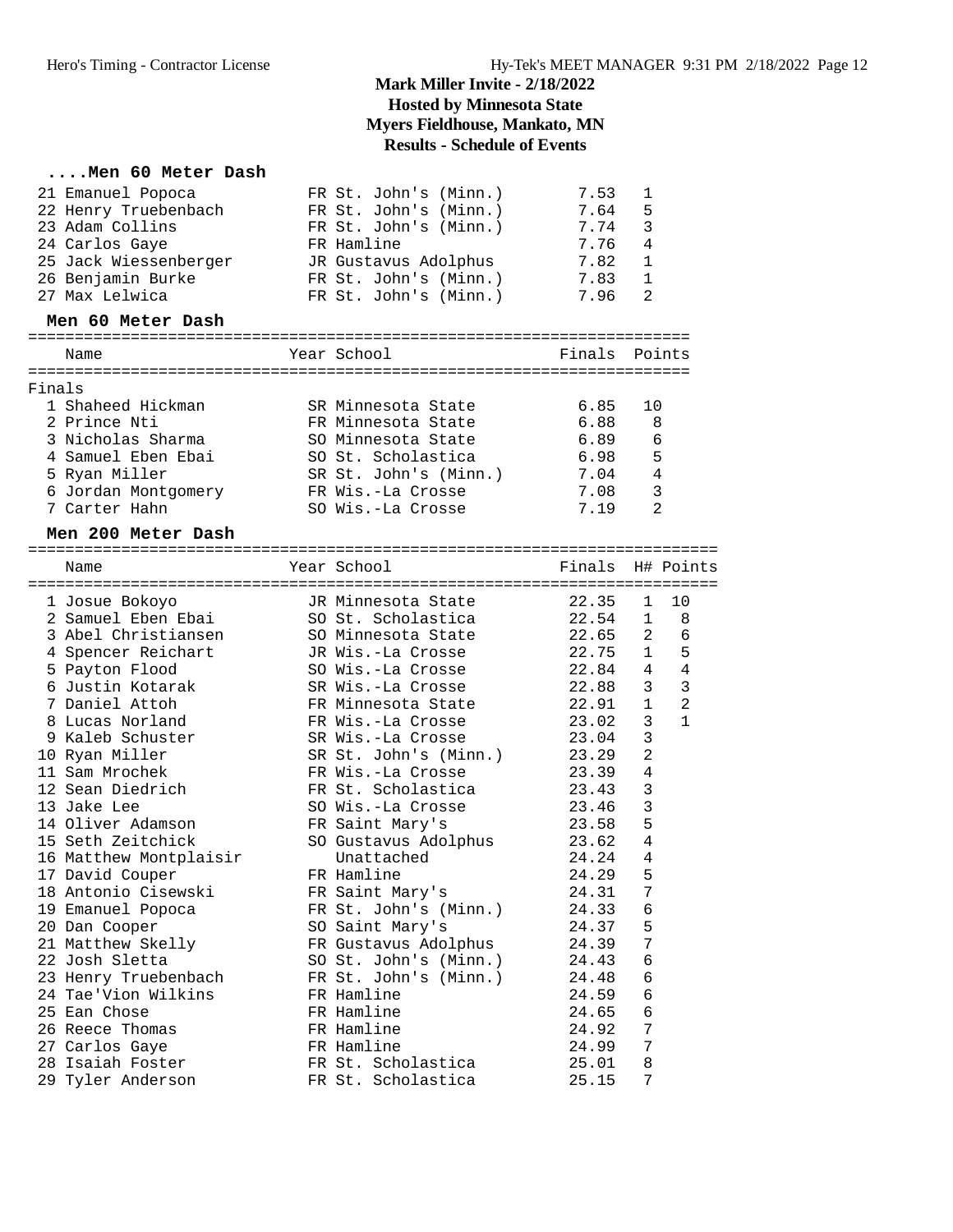# Mark Miller Invite - 2/18/2022

## Hosted by Minnesota State

## Myers Fieldhouse, Mankato, MN

## Results - Schedule of Events

### ....Men 60 Meter Dash

| Place | Name | Year | School | Prelims | H# |
|---|---|---|---|---|---|
| 21 | Emanuel Popoca | FR | St. John's (Minn.) | 7.53 | 1 |
| 22 | Henry Truebenbach | FR | St. John's (Minn.) | 7.64 | 5 |
| 23 | Adam Collins | FR | St. John's (Minn.) | 7.74 | 3 |
| 24 | Carlos Gaye | FR | Hamline | 7.76 | 4 |
| 25 | Jack Wiessenberger | JR | Gustavus Adolphus | 7.82 | 1 |
| 26 | Benjamin Burke | FR | St. John's (Minn.) | 7.83 | 1 |
| 27 | Max Lelwica | FR | St. John's (Minn.) | 7.96 | 2 |

### Men 60 Meter Dash

Finals

| Place | Name | Year | School | Finals | Points |
|---|---|---|---|---|---|
| 1 | Shaheed Hickman | SR | Minnesota State | 6.85 | 10 |
| 2 | Prince Nti | FR | Minnesota State | 6.88 | 8 |
| 3 | Nicholas Sharma | SO | Minnesota State | 6.89 | 6 |
| 4 | Samuel Eben Ebai | SO | St. Scholastica | 6.98 | 5 |
| 5 | Ryan Miller | SR | St. John's (Minn.) | 7.04 | 4 |
| 6 | Jordan Montgomery | FR | Wis.-La Crosse | 7.08 | 3 |
| 7 | Carter Hahn | SO | Wis.-La Crosse | 7.19 | 2 |

### Men 200 Meter Dash

| Place | Name | Year | School | Finals | H# | Points |
|---|---|---|---|---|---|---|
| 1 | Josue Bokoyo | JR | Minnesota State | 22.35 | 1 | 10 |
| 2 | Samuel Eben Ebai | SO | St. Scholastica | 22.54 | 1 | 8 |
| 3 | Abel Christiansen | SO | Minnesota State | 22.65 | 2 | 6 |
| 4 | Spencer Reichart | JR | Wis.-La Crosse | 22.75 | 1 | 5 |
| 5 | Payton Flood | SO | Wis.-La Crosse | 22.84 | 4 | 4 |
| 6 | Justin Kotarak | SR | Wis.-La Crosse | 22.88 | 3 | 3 |
| 7 | Daniel Attoh | FR | Minnesota State | 22.91 | 1 | 2 |
| 8 | Lucas Norland | FR | Wis.-La Crosse | 23.02 | 3 | 1 |
| 9 | Kaleb Schuster | SR | Wis.-La Crosse | 23.04 | 3 | |
| 10 | Ryan Miller | SR | St. John's (Minn.) | 23.29 | 2 | |
| 11 | Sam Mrochek | FR | Wis.-La Crosse | 23.39 | 4 | |
| 12 | Sean Diedrich | FR | St. Scholastica | 23.43 | 3 | |
| 13 | Jake Lee | SO | Wis.-La Crosse | 23.46 | 3 | |
| 14 | Oliver Adamson | FR | Saint Mary's | 23.58 | 5 | |
| 15 | Seth Zeitchick | SO | Gustavus Adolphus | 23.62 | 4 | |
| 16 | Matthew Montplaisir | | Unattached | 24.24 | 4 | |
| 17 | David Couper | FR | Hamline | 24.29 | 5 | |
| 18 | Antonio Cisewski | FR | Saint Mary's | 24.31 | 7 | |
| 19 | Emanuel Popoca | FR | St. John's (Minn.) | 24.33 | 6 | |
| 20 | Dan Cooper | SO | Saint Mary's | 24.37 | 5 | |
| 21 | Matthew Skelly | FR | Gustavus Adolphus | 24.39 | 7 | |
| 22 | Josh Sletta | SO | St. John's (Minn.) | 24.43 | 6 | |
| 23 | Henry Truebenbach | FR | St. John's (Minn.) | 24.48 | 6 | |
| 24 | Tae'Vion Wilkins | FR | Hamline | 24.59 | 6 | |
| 25 | Ean Chose | FR | Hamline | 24.65 | 6 | |
| 26 | Reece Thomas | FR | Hamline | 24.92 | 7 | |
| 27 | Carlos Gaye | FR | Hamline | 24.99 | 7 | |
| 28 | Isaiah Foster | FR | St. Scholastica | 25.01 | 8 | |
| 29 | Tyler Anderson | FR | St. Scholastica | 25.15 | 7 | |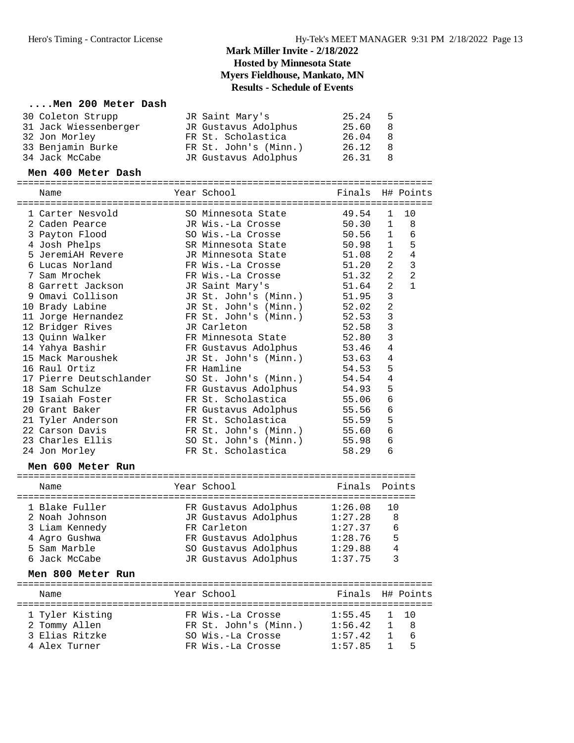# Mark Miller Invite - 2/18/2022
## Hosted by Minnesota State
## Myers Fieldhouse, Mankato, MN
## Results - Schedule of Events

### ....Men 200 Meter Dash

| | Name | Year | School | Finals | H# |
|---|---|---|---|---|---|
| 30 | Coleton Strupp | JR | Saint Mary's | 25.24 | 5 |
| 31 | Jack Wiessenberger | JR | Gustavus Adolphus | 25.60 | 8 |
| 32 | Jon Morley | FR | St. Scholastica | 26.04 | 8 |
| 33 | Benjamin Burke | FR | St. John's (Minn.) | 26.12 | 8 |
| 34 | Jack McCabe | JR | Gustavus Adolphus | 26.31 | 8 |

### Men 400 Meter Dash

| | Name | Year | School | Finals | H# | Points |
|---|---|---|---|---|---|---|
| 1 | Carter Nesvold | SO | Minnesota State | 49.54 | 1 | 10 |
| 2 | Caden Pearce | JR | Wis.-La Crosse | 50.30 | 1 | 8 |
| 3 | Payton Flood | SO | Wis.-La Crosse | 50.56 | 1 | 6 |
| 4 | Josh Phelps | SR | Minnesota State | 50.98 | 1 | 5 |
| 5 | JeremiAH Revere | JR | Minnesota State | 51.08 | 2 | 4 |
| 6 | Lucas Norland | FR | Wis.-La Crosse | 51.20 | 2 | 3 |
| 7 | Sam Mrochek | FR | Wis.-La Crosse | 51.32 | 2 | 2 |
| 8 | Garrett Jackson | JR | Saint Mary's | 51.64 | 2 | 1 |
| 9 | Omavi Collison | JR | St. John's (Minn.) | 51.95 | 3 | |
| 10 | Brady Labine | JR | St. John's (Minn.) | 52.02 | 2 | |
| 11 | Jorge Hernandez | FR | St. John's (Minn.) | 52.53 | 3 | |
| 12 | Bridger Rives | JR | Carleton | 52.58 | 3 | |
| 13 | Quinn Walker | FR | Minnesota State | 52.80 | 3 | |
| 14 | Yahya Bashir | FR | Gustavus Adolphus | 53.46 | 4 | |
| 15 | Mack Maroushek | JR | St. John's (Minn.) | 53.63 | 4 | |
| 16 | Raul Ortiz | FR | Hamline | 54.53 | 5 | |
| 17 | Pierre Deutschlander | SO | St. John's (Minn.) | 54.54 | 4 | |
| 18 | Sam Schulze | FR | Gustavus Adolphus | 54.93 | 5 | |
| 19 | Isaiah Foster | FR | St. Scholastica | 55.06 | 6 | |
| 20 | Grant Baker | FR | Gustavus Adolphus | 55.56 | 6 | |
| 21 | Tyler Anderson | FR | St. Scholastica | 55.59 | 5 | |
| 22 | Carson Davis | FR | St. John's (Minn.) | 55.60 | 6 | |
| 23 | Charles Ellis | SO | St. John's (Minn.) | 55.98 | 6 | |
| 24 | Jon Morley | FR | St. Scholastica | 58.29 | 6 | |

### Men 600 Meter Run

| | Name | Year | School | Finals | Points |
|---|---|---|---|---|---|
| 1 | Blake Fuller | FR | Gustavus Adolphus | 1:26.08 | 10 |
| 2 | Noah Johnson | JR | Gustavus Adolphus | 1:27.28 | 8 |
| 3 | Liam Kennedy | FR | Carleton | 1:27.37 | 6 |
| 4 | Agro Gushwa | FR | Gustavus Adolphus | 1:28.76 | 5 |
| 5 | Sam Marble | SO | Gustavus Adolphus | 1:29.88 | 4 |
| 6 | Jack McCabe | JR | Gustavus Adolphus | 1:37.75 | 3 |

### Men 800 Meter Run

| | Name | Year | School | Finals | H# | Points |
|---|---|---|---|---|---|---|
| 1 | Tyler Kisting | FR | Wis.-La Crosse | 1:55.45 | 1 | 10 |
| 2 | Tommy Allen | FR | St. John's (Minn.) | 1:56.42 | 1 | 8 |
| 3 | Elias Ritzke | SO | Wis.-La Crosse | 1:57.42 | 1 | 6 |
| 4 | Alex Turner | FR | Wis.-La Crosse | 1:57.85 | 1 | 5 |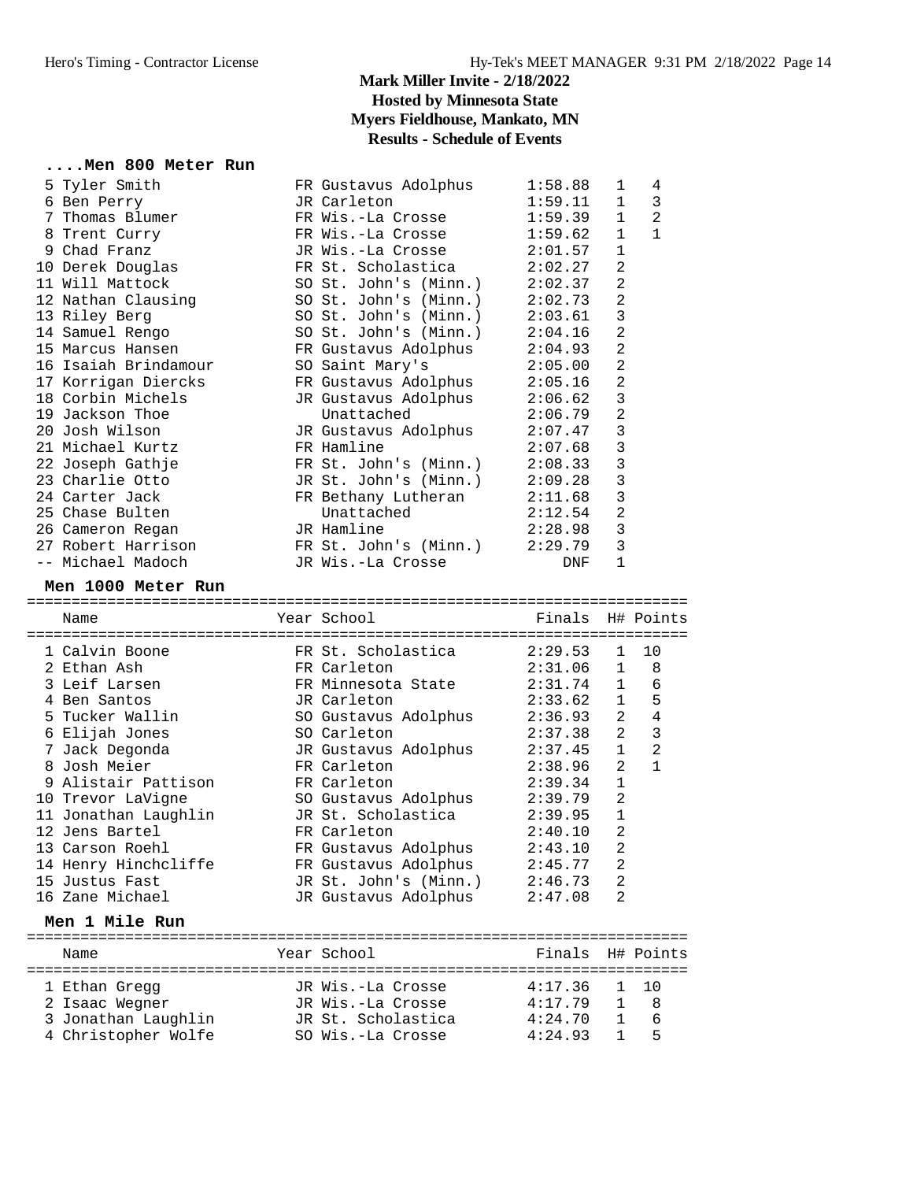# Mark Miller Invite - 2/18/2022
## Hosted by Minnesota State
## Myers Fieldhouse, Mankato, MN
## Results - Schedule of Events

### ....Men 800 Meter Run

| Place | Name | Year | School | Finals | H# | Points |
|---|---|---|---|---|---|---|
| 5 | Tyler Smith | FR | Gustavus Adolphus | 1:58.88 | 1 | 4 |
| 6 | Ben Perry | JR | Carleton | 1:59.11 | 1 | 3 |
| 7 | Thomas Blumer | FR | Wis.-La Crosse | 1:59.39 | 1 | 2 |
| 8 | Trent Curry | FR | Wis.-La Crosse | 1:59.62 | 1 | 1 |
| 9 | Chad Franz | JR | Wis.-La Crosse | 2:01.57 | 1 | |
| 10 | Derek Douglas | FR | St. Scholastica | 2:02.27 | 2 | |
| 11 | Will Mattock | SO | St. John's (Minn.) | 2:02.37 | 2 | |
| 12 | Nathan Clausing | SO | St. John's (Minn.) | 2:02.73 | 2 | |
| 13 | Riley Berg | SO | St. John's (Minn.) | 2:03.61 | 3 | |
| 14 | Samuel Rengo | SO | St. John's (Minn.) | 2:04.16 | 2 | |
| 15 | Marcus Hansen | FR | Gustavus Adolphus | 2:04.93 | 2 | |
| 16 | Isaiah Brindamour | SO | Saint Mary's | 2:05.00 | 2 | |
| 17 | Korrigan Diercks | FR | Gustavus Adolphus | 2:05.16 | 2 | |
| 18 | Corbin Michels | JR | Gustavus Adolphus | 2:06.62 | 3 | |
| 19 | Jackson Thoe | | Unattached | 2:06.79 | 2 | |
| 20 | Josh Wilson | JR | Gustavus Adolphus | 2:07.47 | 3 | |
| 21 | Michael Kurtz | FR | Hamline | 2:07.68 | 3 | |
| 22 | Joseph Gathje | FR | St. John's (Minn.) | 2:08.33 | 3 | |
| 23 | Charlie Otto | JR | St. John's (Minn.) | 2:09.28 | 3 | |
| 24 | Carter Jack | FR | Bethany Lutheran | 2:11.68 | 3 | |
| 25 | Chase Bulten | | Unattached | 2:12.54 | 2 | |
| 26 | Cameron Regan | JR | Hamline | 2:28.98 | 3 | |
| 27 | Robert Harrison | FR | St. John's (Minn.) | 2:29.79 | 3 | |
| -- | Michael Madoch | JR | Wis.-La Crosse | DNF | 1 | |

### Men 1000 Meter Run

| Place | Name | Year | School | Finals | H# | Points |
|---|---|---|---|---|---|---|
| 1 | Calvin Boone | FR | St. Scholastica | 2:29.53 | 1 | 10 |
| 2 | Ethan Ash | FR | Carleton | 2:31.06 | 1 | 8 |
| 3 | Leif Larsen | FR | Minnesota State | 2:31.74 | 1 | 6 |
| 4 | Ben Santos | JR | Carleton | 2:33.62 | 1 | 5 |
| 5 | Tucker Wallin | SO | Gustavus Adolphus | 2:36.93 | 2 | 4 |
| 6 | Elijah Jones | SO | Carleton | 2:37.38 | 2 | 3 |
| 7 | Jack Degonda | JR | Gustavus Adolphus | 2:37.45 | 1 | 2 |
| 8 | Josh Meier | FR | Carleton | 2:38.96 | 2 | 1 |
| 9 | Alistair Pattison | FR | Carleton | 2:39.34 | 1 | |
| 10 | Trevor LaVigne | SO | Gustavus Adolphus | 2:39.79 | 2 | |
| 11 | Jonathan Laughlin | JR | St. Scholastica | 2:39.95 | 1 | |
| 12 | Jens Bartel | FR | Carleton | 2:40.10 | 2 | |
| 13 | Carson Roehl | FR | Gustavus Adolphus | 2:43.10 | 2 | |
| 14 | Henry Hinchcliffe | FR | Gustavus Adolphus | 2:45.77 | 2 | |
| 15 | Justus Fast | JR | St. John's (Minn.) | 2:46.73 | 2 | |
| 16 | Zane Michael | JR | Gustavus Adolphus | 2:47.08 | 2 | |

### Men 1 Mile Run

| Place | Name | Year | School | Finals | H# | Points |
|---|---|---|---|---|---|---|
| 1 | Ethan Gregg | JR | Wis.-La Crosse | 4:17.36 | 1 | 10 |
| 2 | Isaac Wegner | JR | Wis.-La Crosse | 4:17.79 | 1 | 8 |
| 3 | Jonathan Laughlin | JR | St. Scholastica | 4:24.70 | 1 | 6 |
| 4 | Christopher Wolfe | SO | Wis.-La Crosse | 4:24.93 | 1 | 5 |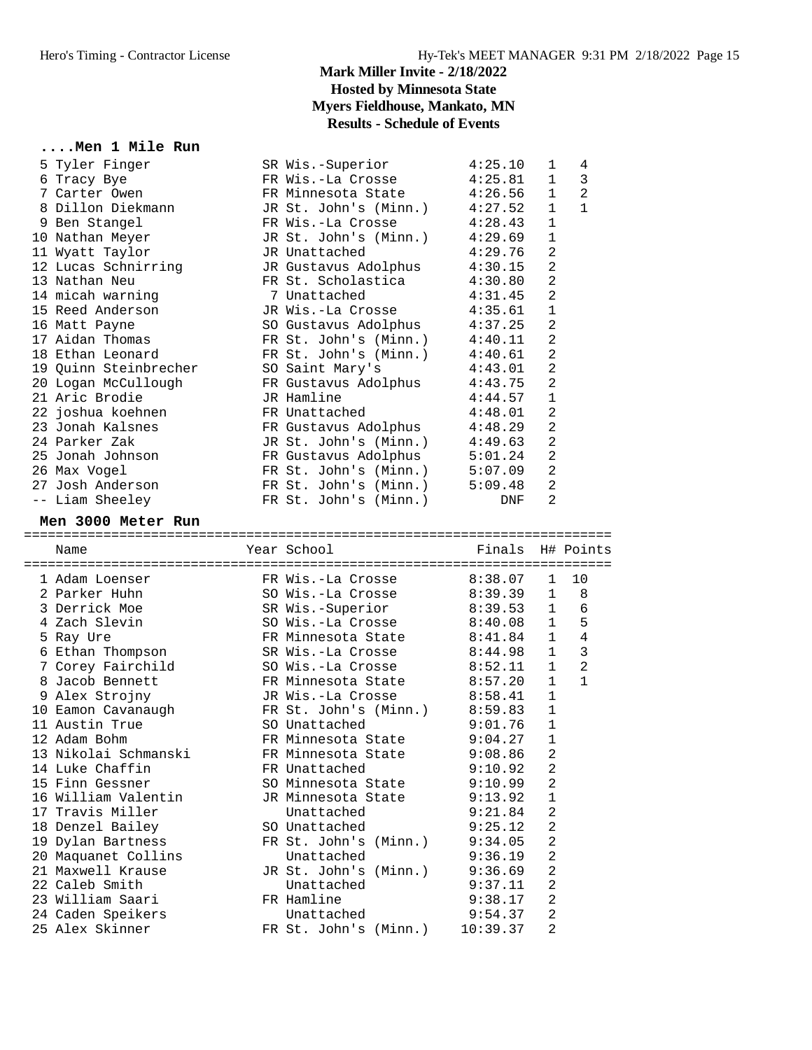# Mark Miller Invite - 2/18/2022
## Hosted by Minnesota State
## Myers Fieldhouse, Mankato, MN
## Results - Schedule of Events

### ....Men 1 Mile Run

| Place | Name | Year | School | Finals | H# | Points |
|---|---|---|---|---|---|---|
| 5 | Tyler Finger | SR | Wis.-Superior | 4:25.10 | 1 | 4 |
| 6 | Tracy Bye | FR | Wis.-La Crosse | 4:25.81 | 1 | 3 |
| 7 | Carter Owen | FR | Minnesota State | 4:26.56 | 1 | 2 |
| 8 | Dillon Diekmann | JR | St. John's (Minn.) | 4:27.52 | 1 | 1 |
| 9 | Ben Stangel | FR | Wis.-La Crosse | 4:28.43 | 1 | |
| 10 | Nathan Meyer | JR | St. John's (Minn.) | 4:29.69 | 1 | |
| 11 | Wyatt Taylor | JR | Unattached | 4:29.76 | 2 | |
| 12 | Lucas Schnirring | JR | Gustavus Adolphus | 4:30.15 | 2 | |
| 13 | Nathan Neu | FR | St. Scholastica | 4:30.80 | 2 | |
| 14 | micah warning | 7 | Unattached | 4:31.45 | 2 | |
| 15 | Reed Anderson | JR | Wis.-La Crosse | 4:35.61 | 1 | |
| 16 | Matt Payne | SO | Gustavus Adolphus | 4:37.25 | 2 | |
| 17 | Aidan Thomas | FR | St. John's (Minn.) | 4:40.11 | 2 | |
| 18 | Ethan Leonard | FR | St. John's (Minn.) | 4:40.61 | 2 | |
| 19 | Quinn Steinbrecher | SO | Saint Mary's | 4:43.01 | 2 | |
| 20 | Logan McCullough | FR | Gustavus Adolphus | 4:43.75 | 2 | |
| 21 | Aric Brodie | JR | Hamline | 4:44.57 | 1 | |
| 22 | joshua koehnen | FR | Unattached | 4:48.01 | 2 | |
| 23 | Jonah Kalsnes | FR | Gustavus Adolphus | 4:48.29 | 2 | |
| 24 | Parker Zak | JR | St. John's (Minn.) | 4:49.63 | 2 | |
| 25 | Jonah Johnson | FR | Gustavus Adolphus | 5:01.24 | 2 | |
| 26 | Max Vogel | FR | St. John's (Minn.) | 5:07.09 | 2 | |
| 27 | Josh Anderson | FR | St. John's (Minn.) | 5:09.48 | 2 | |
| -- | Liam Sheeley | FR | St. John's (Minn.) | DNF | 2 | |

### Men 3000 Meter Run

| Place | Name | Year | School | Finals | H# | Points |
|---|---|---|---|---|---|---|
| 1 | Adam Loenser | FR | Wis.-La Crosse | 8:38.07 | 1 | 10 |
| 2 | Parker Huhn | SO | Wis.-La Crosse | 8:39.39 | 1 | 8 |
| 3 | Derrick Moe | SR | Wis.-Superior | 8:39.53 | 1 | 6 |
| 4 | Zach Slevin | SO | Wis.-La Crosse | 8:40.08 | 1 | 5 |
| 5 | Ray Ure | FR | Minnesota State | 8:41.84 | 1 | 4 |
| 6 | Ethan Thompson | SR | Wis.-La Crosse | 8:44.98 | 1 | 3 |
| 7 | Corey Fairchild | SO | Wis.-La Crosse | 8:52.11 | 1 | 2 |
| 8 | Jacob Bennett | FR | Minnesota State | 8:57.20 | 1 | 1 |
| 9 | Alex Strojny | JR | Wis.-La Crosse | 8:58.41 | 1 | |
| 10 | Eamon Cavanaugh | FR | St. John's (Minn.) | 8:59.83 | 1 | |
| 11 | Austin True | SO | Unattached | 9:01.76 | 1 | |
| 12 | Adam Bohm | FR | Minnesota State | 9:04.27 | 1 | |
| 13 | Nikolai Schmanski | FR | Minnesota State | 9:08.86 | 2 | |
| 14 | Luke Chaffin | FR | Unattached | 9:10.92 | 2 | |
| 15 | Finn Gessner | SO | Minnesota State | 9:10.99 | 2 | |
| 16 | William Valentin | JR | Minnesota State | 9:13.92 | 1 | |
| 17 | Travis Miller | | Unattached | 9:21.84 | 2 | |
| 18 | Denzel Bailey | SO | Unattached | 9:25.12 | 2 | |
| 19 | Dylan Bartness | FR | St. John's (Minn.) | 9:34.05 | 2 | |
| 20 | Maquanet Collins | | Unattached | 9:36.19 | 2 | |
| 21 | Maxwell Krause | JR | St. John's (Minn.) | 9:36.69 | 2 | |
| 22 | Caleb Smith | | Unattached | 9:37.11 | 2 | |
| 23 | William Saari | FR | Hamline | 9:38.17 | 2 | |
| 24 | Caden Speikers | | Unattached | 9:54.37 | 2 | |
| 25 | Alex Skinner | FR | St. John's (Minn.) | 10:39.37 | 2 | |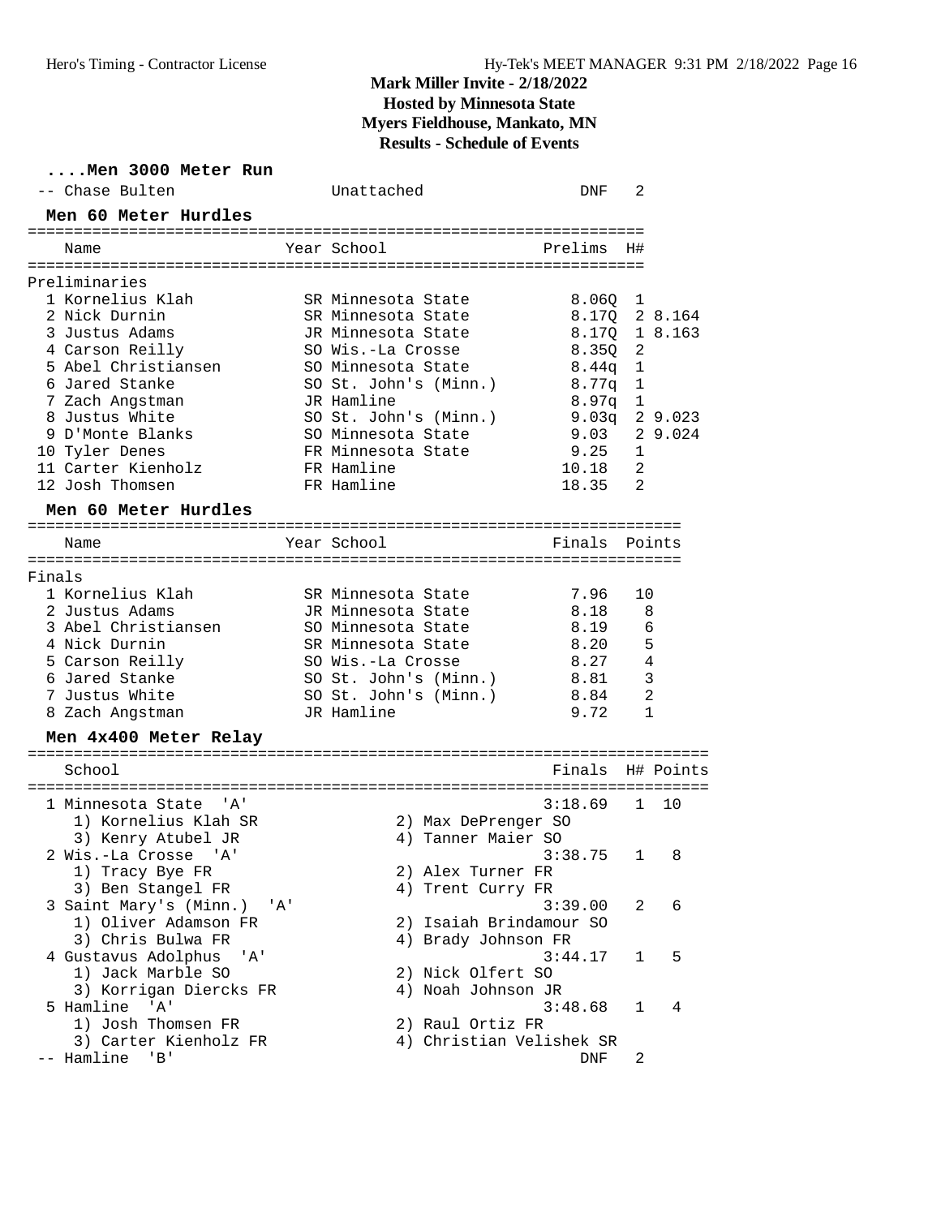# Mark Miller Invite - 2/18/2022
## Hosted by Minnesota State
## Myers Fieldhouse, Mankato, MN
## Results - Schedule of Events

### ....Men 3000 Meter Run

| Place | Name | Year | School | Finals | H# |
|---|---|---|---|---|---|
| -- | Chase Bulten | | Unattached | DNF | 2 |

### Men 60 Meter Hurdles

Preliminaries

| Place | Name | Year | School | Prelims | H# | |
|---|---|---|---|---|---|---|
| 1 | Kornelius Klah | SR | Minnesota State | 8.06Q | 1 | |
| 2 | Nick Durnin | SR | Minnesota State | 8.17Q | 2 | 8.164 |
| 3 | Justus Adams | JR | Minnesota State | 8.17Q | 1 | 8.163 |
| 4 | Carson Reilly | SO | Wis.-La Crosse | 8.35Q | 2 | |
| 5 | Abel Christiansen | SO | Minnesota State | 8.44q | 1 | |
| 6 | Jared Stanke | SO | St. John's (Minn.) | 8.77q | 1 | |
| 7 | Zach Angstman | JR | Hamline | 8.97q | 1 | |
| 8 | Justus White | SO | St. John's (Minn.) | 9.03q | 2 | 9.023 |
| 9 | D'Monte Blanks | SO | Minnesota State | 9.03 | 2 | 9.024 |
| 10 | Tyler Denes | FR | Minnesota State | 9.25 | 1 | |
| 11 | Carter Kienholz | FR | Hamline | 10.18 | 2 | |
| 12 | Josh Thomsen | FR | Hamline | 18.35 | 2 | |

### Men 60 Meter Hurdles

Finals

| Place | Name | Year | School | Finals | Points |
|---|---|---|---|---|---|
| 1 | Kornelius Klah | SR | Minnesota State | 7.96 | 10 |
| 2 | Justus Adams | JR | Minnesota State | 8.18 | 8 |
| 3 | Abel Christiansen | SO | Minnesota State | 8.19 | 6 |
| 4 | Nick Durnin | SR | Minnesota State | 8.20 | 5 |
| 5 | Carson Reilly | SO | Wis.-La Crosse | 8.27 | 4 |
| 6 | Jared Stanke | SO | St. John's (Minn.) | 8.81 | 3 |
| 7 | Justus White | SO | St. John's (Minn.) | 8.84 | 2 |
| 8 | Zach Angstman | JR | Hamline | 9.72 | 1 |

### Men 4x400 Meter Relay

| Place | School | Finals | H# | Points |
|---|---|---|---|---|
| 1 | Minnesota State 'A' | 3:18.69 | 1 | 10 |
| | 1) Kornelius Klah SR, 2) Max DePrenger SO, 3) Kenry Atubel JR, 4) Tanner Maier SO | | | |
| 2 | Wis.-La Crosse 'A' | 3:38.75 | 1 | 8 |
| | 1) Tracy Bye FR, 2) Alex Turner FR, 3) Ben Stangel FR, 4) Trent Curry FR | | | |
| 3 | Saint Mary's (Minn.) 'A' | 3:39.00 | 2 | 6 |
| | 1) Oliver Adamson FR, 2) Isaiah Brindamour SO, 3) Chris Bulwa FR, 4) Brady Johnson FR | | | |
| 4 | Gustavus Adolphus 'A' | 3:44.17 | 1 | 5 |
| | 1) Jack Marble SO, 2) Nick Olfert SO, 3) Korrigan Diercks FR, 4) Noah Johnson JR | | | |
| 5 | Hamline 'A' | 3:48.68 | 1 | 4 |
| | 1) Josh Thomsen FR, 2) Raul Ortiz FR, 3) Carter Kienholz FR, 4) Christian Velishek SR | | | |
| -- | Hamline 'B' | DNF | 2 | |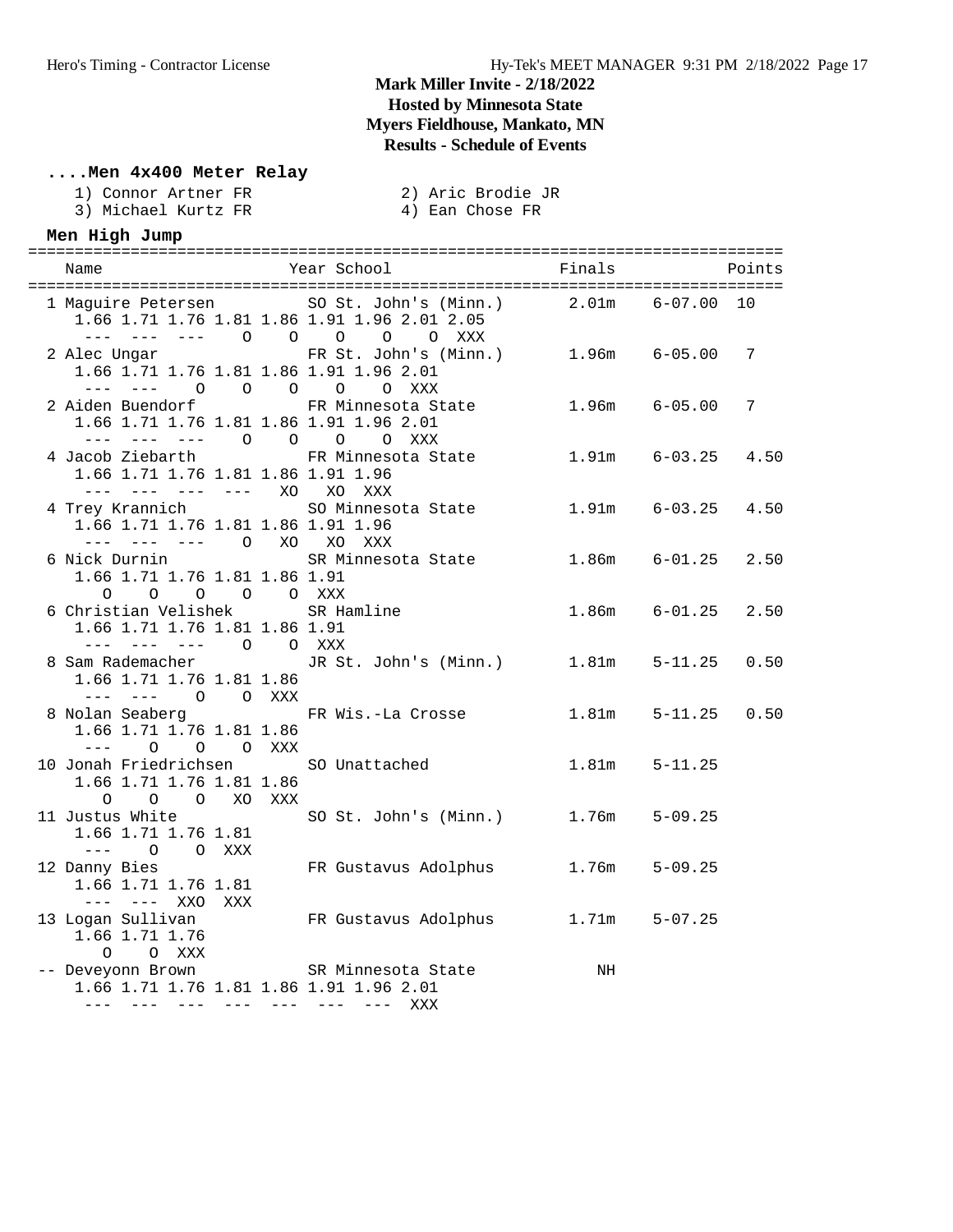# Mark Miller Invite - 2/18/2022
## Hosted by Minnesota State
## Myers Fieldhouse, Mankato, MN
## Results - Schedule of Events

### ....Men 4x400 Meter Relay

```
   1) Connor Artner FR               2) Aric Brodie JR
   3) Michael Kurtz FR               4) Ean Chose FR
```

### Men High Jump

```
================================================================================
    Name                    Year School                Finals             Points
================================================================================
  1 Maguire Petersen        SO St. John's (Minn.)      2.01m    6-07.00  10
     1.66 1.71 1.76 1.81 1.86 1.91 1.96 2.01 2.05
      ---  ---  ---    O    O    O    O    O  XXX
  2 Alec Ungar              FR St. John's (Minn.)      1.96m    6-05.00   7
     1.66 1.71 1.76 1.81 1.86 1.91 1.96 2.01
      ---  ---    O    O    O    O    O  XXX
  2 Aiden Buendorf          FR Minnesota State         1.96m    6-05.00   7
     1.66 1.71 1.76 1.81 1.86 1.91 1.96 2.01
      ---  ---  ---    O    O    O    O  XXX
  4 Jacob Ziebarth          FR Minnesota State         1.91m    6-03.25   4.50
     1.66 1.71 1.76 1.81 1.86 1.91 1.96
      ---  ---  ---  ---   XO   XO  XXX
  4 Trey Krannich           SO Minnesota State         1.91m    6-03.25   4.50
     1.66 1.71 1.76 1.81 1.86 1.91 1.96
      ---  ---  ---    O   XO   XO  XXX
  6 Nick Durnin             SR Minnesota State         1.86m    6-01.25   2.50
     1.66 1.71 1.76 1.81 1.86 1.91
        O    O    O    O    O  XXX
  6 Christian Velishek      SR Hamline                 1.86m    6-01.25   2.50
     1.66 1.71 1.76 1.81 1.86 1.91
      ---  ---  ---    O    O  XXX
  8 Sam Rademacher          JR St. John's (Minn.)      1.81m    5-11.25   0.50
     1.66 1.71 1.76 1.81 1.86
      ---  ---    O    O  XXX
  8 Nolan Seaberg           FR Wis.-La Crosse          1.81m    5-11.25   0.50
     1.66 1.71 1.76 1.81 1.86
      ---    O    O    O  XXX
 10 Jonah Friedrichsen      SO Unattached              1.81m    5-11.25
     1.66 1.71 1.76 1.81 1.86
        O    O    O   XO  XXX
 11 Justus White            SO St. John's (Minn.)      1.76m    5-09.25
     1.66 1.71 1.76 1.81
      ---    O    O  XXX
 12 Danny Bies              FR Gustavus Adolphus       1.76m    5-09.25
     1.66 1.71 1.76 1.81
      ---  ---  XXO  XXX
 13 Logan Sullivan          FR Gustavus Adolphus       1.71m    5-07.25
     1.66 1.71 1.76
        O    O  XXX
 -- Deveyonn Brown          SR Minnesota State            NH
     1.66 1.71 1.76 1.81 1.86 1.91 1.96 2.01
      ---  ---  ---  ---  ---  ---  ---  XXX
```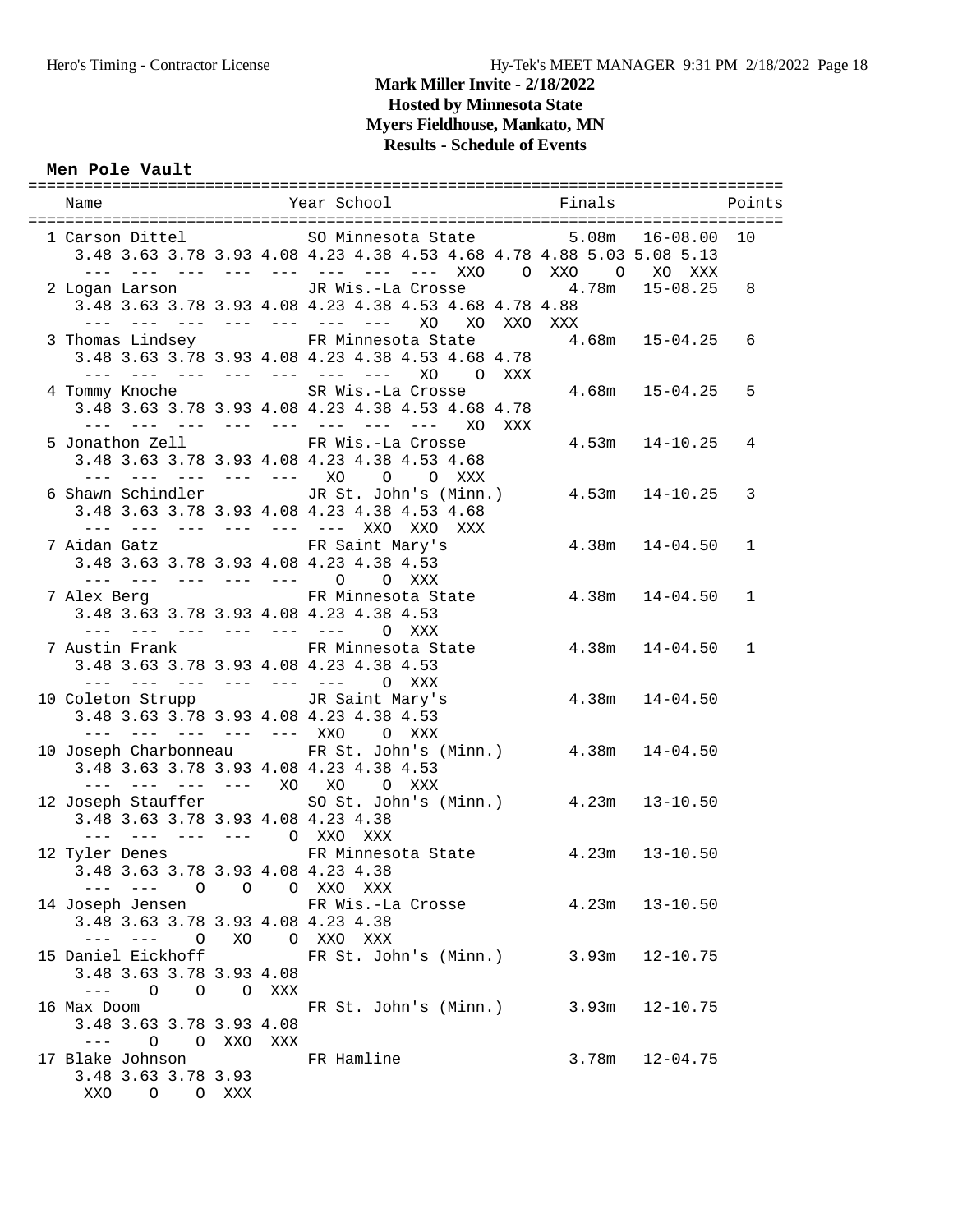# Mark Miller Invite - 2/18/2022

**Hosted by Minnesota State**
**Myers Fieldhouse, Mankato, MN**
**Results - Schedule of Events**

### Men Pole Vault

```
=================================================================================
    Name                    Year School               Finals              Points
=================================================================================
  1 Carson Dittel          SO Minnesota State        5.08m   16-08.00  10
     3.48 3.63 3.78 3.93 4.08 4.23 4.38 4.53 4.68 4.78 4.88 5.03 5.08 5.13
      ---  ---  ---  ---  ---  ---  ---  ---  XXO    O  XXO    O   XO  XXX
  2 Logan Larson           JR Wis.-La Crosse          4.78m   15-08.25   8
     3.48 3.63 3.78 3.93 4.08 4.23 4.38 4.53 4.68 4.78 4.88
      ---  ---  ---  ---  ---  ---  ---   XO   XO  XXO  XXX
  3 Thomas Lindsey         FR Minnesota State         4.68m   15-04.25   6
     3.48 3.63 3.78 3.93 4.08 4.23 4.38 4.53 4.68 4.78
      ---  ---  ---  ---  ---  ---  ---   XO    O  XXX
  4 Tommy Knoche           SR Wis.-La Crosse          4.68m   15-04.25   5
     3.48 3.63 3.78 3.93 4.08 4.23 4.38 4.53 4.68 4.78
      ---  ---  ---  ---  ---  ---  ---  ---   XO  XXX
  5 Jonathon Zell          FR Wis.-La Crosse          4.53m   14-10.25   4
     3.48 3.63 3.78 3.93 4.08 4.23 4.38 4.53 4.68
      ---  ---  ---  ---  ---   XO    O    O  XXX
  6 Shawn Schindler        JR St. John's (Minn.)      4.53m   14-10.25   3
     3.48 3.63 3.78 3.93 4.08 4.23 4.38 4.53 4.68
      ---  ---  ---  ---  ---  ---  XXO  XXO  XXX
  7 Aidan Gatz             FR Saint Mary's            4.38m   14-04.50   1
     3.48 3.63 3.78 3.93 4.08 4.23 4.38 4.53
      ---  ---  ---  ---  ---    O    O  XXX
  7 Alex Berg              FR Minnesota State         4.38m   14-04.50   1
     3.48 3.63 3.78 3.93 4.08 4.23 4.38 4.53
      ---  ---  ---  ---  ---  ---    O  XXX
  7 Austin Frank           FR Minnesota State         4.38m   14-04.50   1
     3.48 3.63 3.78 3.93 4.08 4.23 4.38 4.53
      ---  ---  ---  ---  ---  ---    O  XXX
 10 Coleton Strupp         JR Saint Mary's            4.38m   14-04.50
     3.48 3.63 3.78 3.93 4.08 4.23 4.38 4.53
      ---  ---  ---  ---  ---  XXO    O  XXX
 10 Joseph Charbonneau     FR St. John's (Minn.)      4.38m   14-04.50
     3.48 3.63 3.78 3.93 4.08 4.23 4.38 4.53
      ---  ---  ---  ---   XO   XO    O  XXX
 12 Joseph Stauffer        SO St. John's (Minn.)      4.23m   13-10.50
     3.48 3.63 3.78 3.93 4.08 4.23 4.38
      ---  ---  ---  ---    O  XXO  XXX
 12 Tyler Denes            FR Minnesota State         4.23m   13-10.50
     3.48 3.63 3.78 3.93 4.08 4.23 4.38
      ---  ---    O    O    O  XXO  XXX
 14 Joseph Jensen          FR Wis.-La Crosse          4.23m   13-10.50
     3.48 3.63 3.78 3.93 4.08 4.23 4.38
      ---  ---    O   XO    O  XXO  XXX
 15 Daniel Eickhoff        FR St. John's (Minn.)      3.93m   12-10.75
     3.48 3.63 3.78 3.93 4.08
      ---    O    O    O  XXX
 16 Max Doom               FR St. John's (Minn.)      3.93m   12-10.75
     3.48 3.63 3.78 3.93 4.08
      ---    O    O  XXO  XXX
 17 Blake Johnson          FR Hamline                 3.78m   12-04.75
     3.48 3.63 3.78 3.93
      XXO    O    O  XXX
```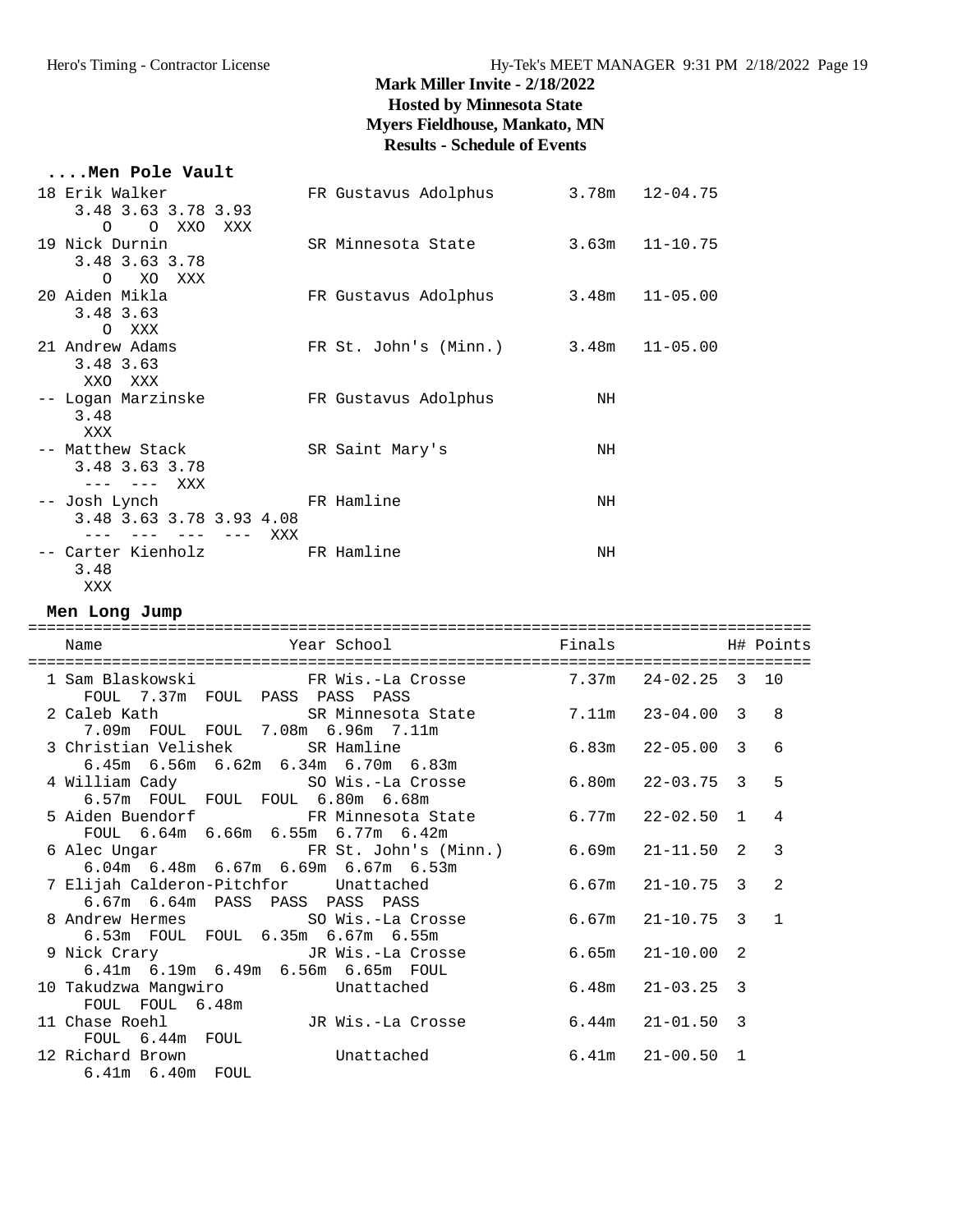# Mark Miller Invite - 2/18/2022
## Hosted by Minnesota State
## Myers Fieldhouse, Mankato, MN
## Results - Schedule of Events

### ....Men Pole Vault

```
 18 Erik Walker                FR Gustavus Adolphus       3.78m   12-04.75
     3.48 3.63 3.78 3.93
        O    O  XXO  XXX
 19 Nick Durnin                SR Minnesota State         3.63m   11-10.75
     3.48 3.63 3.78
        O   XO  XXX
 20 Aiden Mikla                FR Gustavus Adolphus       3.48m   11-05.00
     3.48 3.63
        O  XXX
 21 Andrew Adams               FR St. John's (Minn.)      3.48m   11-05.00
     3.48 3.63
      XXO  XXX
 -- Logan Marzinske            FR Gustavus Adolphus          NH
     3.48
      XXX
 -- Matthew Stack              SR Saint Mary's               NH
     3.48 3.63 3.78
      ---  ---  XXX
 -- Josh Lynch                 FR Hamline                    NH
     3.48 3.63 3.78 3.93 4.08
      ---  ---  ---  ---  XXX
 -- Carter Kienholz            FR Hamline                    NH
     3.48
      XXX
```

### Men Long Jump

```
=====================================================================================
    Name                    Year School                 Finals             H# Points
=====================================================================================
  1 Sam Blaskowski          FR Wis.-La Crosse          7.37m   24-02.25  3  10
      FOUL  7.37m  FOUL  PASS  PASS  PASS
  2 Caleb Kath              SR Minnesota State         7.11m   23-04.00  3   8
      7.09m  FOUL  FOUL  7.08m  6.96m  7.11m
  3 Christian Velishek      SR Hamline                 6.83m   22-05.00  3   6
      6.45m  6.56m  6.62m  6.34m  6.70m  6.83m
  4 William Cady            SO Wis.-La Crosse          6.80m   22-03.75  3   5
      6.57m  FOUL  FOUL  FOUL  6.80m  6.68m
  5 Aiden Buendorf          FR Minnesota State         6.77m   22-02.50  1   4
      FOUL  6.64m  6.66m  6.55m  6.77m  6.42m
  6 Alec Ungar              FR St. John's (Minn.)      6.69m   21-11.50  2   3
      6.04m  6.48m  6.67m  6.69m  6.67m  6.53m
  7 Elijah Calderon-Pitchfor   Unattached              6.67m   21-10.75  3   2
      6.67m  6.64m  PASS  PASS  PASS  PASS
  8 Andrew Hermes           SO Wis.-La Crosse          6.67m   21-10.75  3   1
      6.53m  FOUL  FOUL  6.35m  6.67m  6.55m
  9 Nick Crary              JR Wis.-La Crosse          6.65m   21-10.00  2
      6.41m  6.19m  6.49m  6.56m  6.65m  FOUL
 10 Takudzwa Mangwiro          Unattached              6.48m   21-03.25  3
      FOUL  FOUL  6.48m
 11 Chase Roehl             JR Wis.-La Crosse          6.44m   21-01.50  3
      FOUL  6.44m  FOUL
 12 Richard Brown              Unattached              6.41m   21-00.50  1
      6.41m  6.40m  FOUL
```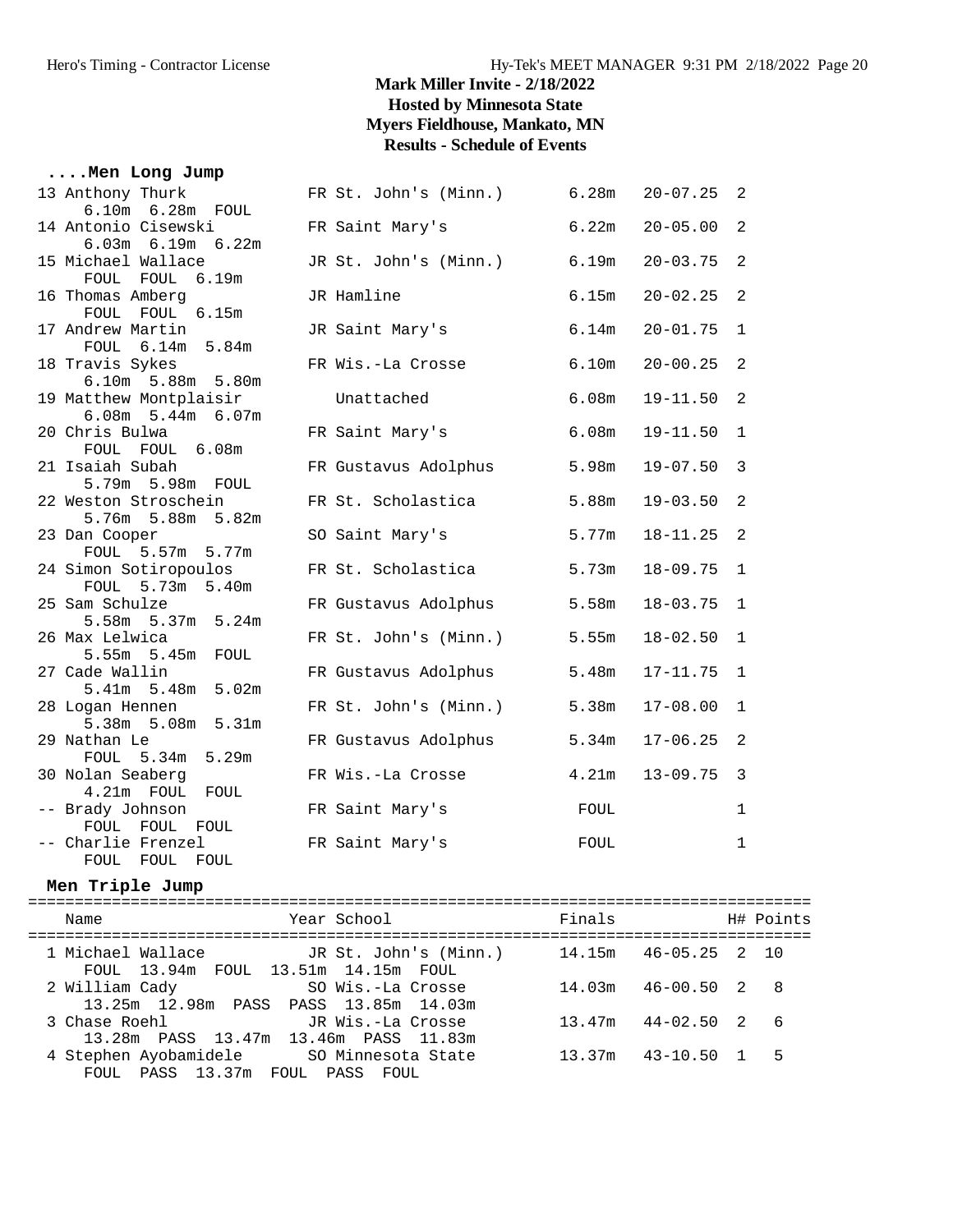# Mark Miller Invite - 2/18/2022
## Hosted by Minnesota State
## Myers Fieldhouse, Mankato, MN
## Results - Schedule of Events

### ....Men Long Jump

| Place | Name | Year | School | Finals | | H# |
|---|---|---|---|---|---|---|
| 13 | Anthony Thurk | FR | St. John's (Minn.) | 6.28m | 20-07.25 | 2 |
| | 6.10m 6.28m FOUL | | | | | |
| 14 | Antonio Cisewski | FR | Saint Mary's | 6.22m | 20-05.00 | 2 |
| | 6.03m 6.19m 6.22m | | | | | |
| 15 | Michael Wallace | JR | St. John's (Minn.) | 6.19m | 20-03.75 | 2 |
| | FOUL FOUL 6.19m | | | | | |
| 16 | Thomas Amberg | JR | Hamline | 6.15m | 20-02.25 | 2 |
| | FOUL FOUL 6.15m | | | | | |
| 17 | Andrew Martin | JR | Saint Mary's | 6.14m | 20-01.75 | 1 |
| | FOUL 6.14m 5.84m | | | | | |
| 18 | Travis Sykes | FR | Wis.-La Crosse | 6.10m | 20-00.25 | 2 |
| | 6.10m 5.88m 5.80m | | | | | |
| 19 | Matthew Montplaisir | | Unattached | 6.08m | 19-11.50 | 2 |
| | 6.08m 5.44m 6.07m | | | | | |
| 20 | Chris Bulwa | FR | Saint Mary's | 6.08m | 19-11.50 | 1 |
| | FOUL FOUL 6.08m | | | | | |
| 21 | Isaiah Subah | FR | Gustavus Adolphus | 5.98m | 19-07.50 | 3 |
| | 5.79m 5.98m FOUL | | | | | |
| 22 | Weston Stroschein | FR | St. Scholastica | 5.88m | 19-03.50 | 2 |
| | 5.76m 5.88m 5.82m | | | | | |
| 23 | Dan Cooper | SO | Saint Mary's | 5.77m | 18-11.25 | 2 |
| | FOUL 5.57m 5.77m | | | | | |
| 24 | Simon Sotiropoulos | FR | St. Scholastica | 5.73m | 18-09.75 | 1 |
| | FOUL 5.73m 5.40m | | | | | |
| 25 | Sam Schulze | FR | Gustavus Adolphus | 5.58m | 18-03.75 | 1 |
| | 5.58m 5.37m 5.24m | | | | | |
| 26 | Max Lelwica | FR | St. John's (Minn.) | 5.55m | 18-02.50 | 1 |
| | 5.55m 5.45m FOUL | | | | | |
| 27 | Cade Wallin | FR | Gustavus Adolphus | 5.48m | 17-11.75 | 1 |
| | 5.41m 5.48m 5.02m | | | | | |
| 28 | Logan Hennen | FR | St. John's (Minn.) | 5.38m | 17-08.00 | 1 |
| | 5.38m 5.08m 5.31m | | | | | |
| 29 | Nathan Le | FR | Gustavus Adolphus | 5.34m | 17-06.25 | 2 |
| | FOUL 5.34m 5.29m | | | | | |
| 30 | Nolan Seaberg | FR | Wis.-La Crosse | 4.21m | 13-09.75 | 3 |
| | 4.21m FOUL FOUL | | | | | |
| -- | Brady Johnson | FR | Saint Mary's | FOUL | | 1 |
| | FOUL FOUL FOUL | | | | | |
| -- | Charlie Frenzel | FR | Saint Mary's | FOUL | | 1 |
| | FOUL FOUL FOUL | | | | | |

### Men Triple Jump

| Place | Name | Year | School | Finals | | H# | Points |
|---|---|---|---|---|---|---|---|
| 1 | Michael Wallace | JR | St. John's (Minn.) | 14.15m | 46-05.25 | 2 | 10 |
| | FOUL 13.94m FOUL 13.51m 14.15m FOUL | | | | | | |
| 2 | William Cady | SO | Wis.-La Crosse | 14.03m | 46-00.50 | 2 | 8 |
| | 13.25m 12.98m PASS PASS 13.85m 14.03m | | | | | | |
| 3 | Chase Roehl | JR | Wis.-La Crosse | 13.47m | 44-02.50 | 2 | 6 |
| | 13.28m PASS 13.47m 13.46m PASS 11.83m | | | | | | |
| 4 | Stephen Ayobamidele | SO | Minnesota State | 13.37m | 43-10.50 | 1 | 5 |
| | FOUL PASS 13.37m FOUL PASS FOUL | | | | | | |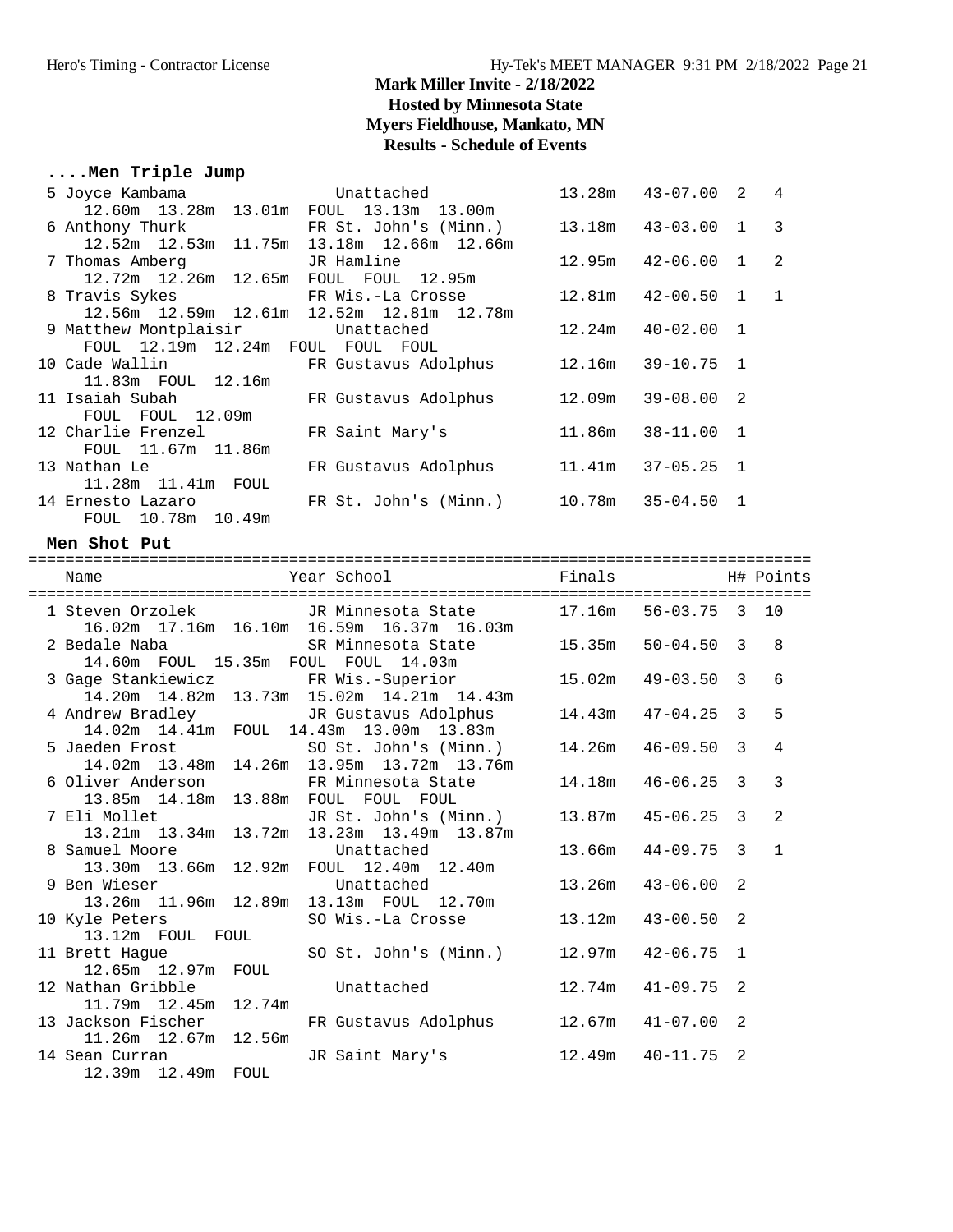## Mark Miller Invite - 2/18/2022
### Hosted by Minnesota State
### Myers Fieldhouse, Mankato, MN
### Results - Schedule of Events

### ....Men Triple Jump

```
  5 Joyce Kambama                 Unattached                13.28m   43-07.00  2   4
      12.60m  13.28m  13.01m  FOUL  13.13m  13.00m
  6 Anthony Thurk              FR St. John's (Minn.)        13.18m   43-03.00  1   3
      12.52m  12.53m  11.75m  13.18m  12.66m  12.66m
  7 Thomas Amberg              JR Hamline                   12.95m   42-06.00  1   2
      12.72m  12.26m  12.65m  FOUL  FOUL  12.95m
  8 Travis Sykes               FR Wis.-La Crosse            12.81m   42-00.50  1   1
      12.56m  12.59m  12.61m  12.52m  12.81m  12.78m
  9 Matthew Montplaisir           Unattached                12.24m   40-02.00  1
      FOUL  12.19m  12.24m  FOUL  FOUL  FOUL
 10 Cade Wallin                FR Gustavus Adolphus         12.16m   39-10.75  1
      11.83m  FOUL  12.16m
 11 Isaiah Subah               FR Gustavus Adolphus         12.09m   39-08.00  2
      FOUL  FOUL  12.09m
 12 Charlie Frenzel            FR Saint Mary's              11.86m   38-11.00  1
      FOUL  11.67m  11.86m
 13 Nathan Le                  FR Gustavus Adolphus         11.41m   37-05.25  1
      11.28m  11.41m  FOUL
 14 Ernesto Lazaro             FR St. John's (Minn.)        10.78m   35-04.50  1
      FOUL  10.78m  10.49m
```

### Men Shot Put

```
=====================================================================================
    Name                    Year School                  Finals            H# Points
=====================================================================================
  1 Steven Orzolek             JR Minnesota State           17.16m   56-03.75  3  10
      16.02m  17.16m  16.10m  16.59m  16.37m  16.03m
  2 Bedale Naba                SR Minnesota State           15.35m   50-04.50  3   8
      14.60m  FOUL  15.35m  FOUL  FOUL  14.03m
  3 Gage Stankiewicz           FR Wis.-Superior             15.02m   49-03.50  3   6
      14.20m  14.82m  13.73m  15.02m  14.21m  14.43m
  4 Andrew Bradley             JR Gustavus Adolphus         14.43m   47-04.25  3   5
      14.02m  14.41m  FOUL  14.43m  13.00m  13.83m
  5 Jaeden Frost               SO St. John's (Minn.)        14.26m   46-09.50  3   4
      14.02m  13.48m  14.26m  13.95m  13.72m  13.76m
  6 Oliver Anderson            FR Minnesota State           14.18m   46-06.25  3   3
      13.85m  14.18m  13.88m  FOUL  FOUL  FOUL
  7 Eli Mollet                 JR St. John's (Minn.)        13.87m   45-06.25  3   2
      13.21m  13.34m  13.72m  13.23m  13.49m  13.87m
  8 Samuel Moore                  Unattached                13.66m   44-09.75  3   1
      13.30m  13.66m  12.92m  FOUL  12.40m  12.40m
  9 Ben Wieser                    Unattached                13.26m   43-06.00  2
      13.26m  11.96m  12.89m  13.13m  FOUL  12.70m
 10 Kyle Peters                SO Wis.-La Crosse            13.12m   43-00.50  2
      13.12m  FOUL  FOUL
 11 Brett Hague                SO St. John's (Minn.)        12.97m   42-06.75  1
      12.65m  12.97m  FOUL
 12 Nathan Gribble                Unattached                12.74m   41-09.75  2
      11.79m  12.45m  12.74m
 13 Jackson Fischer            FR Gustavus Adolphus         12.67m   41-07.00  2
      11.26m  12.67m  12.56m
 14 Sean Curran                JR Saint Mary's              12.49m   40-11.75  2
      12.39m  12.49m  FOUL
```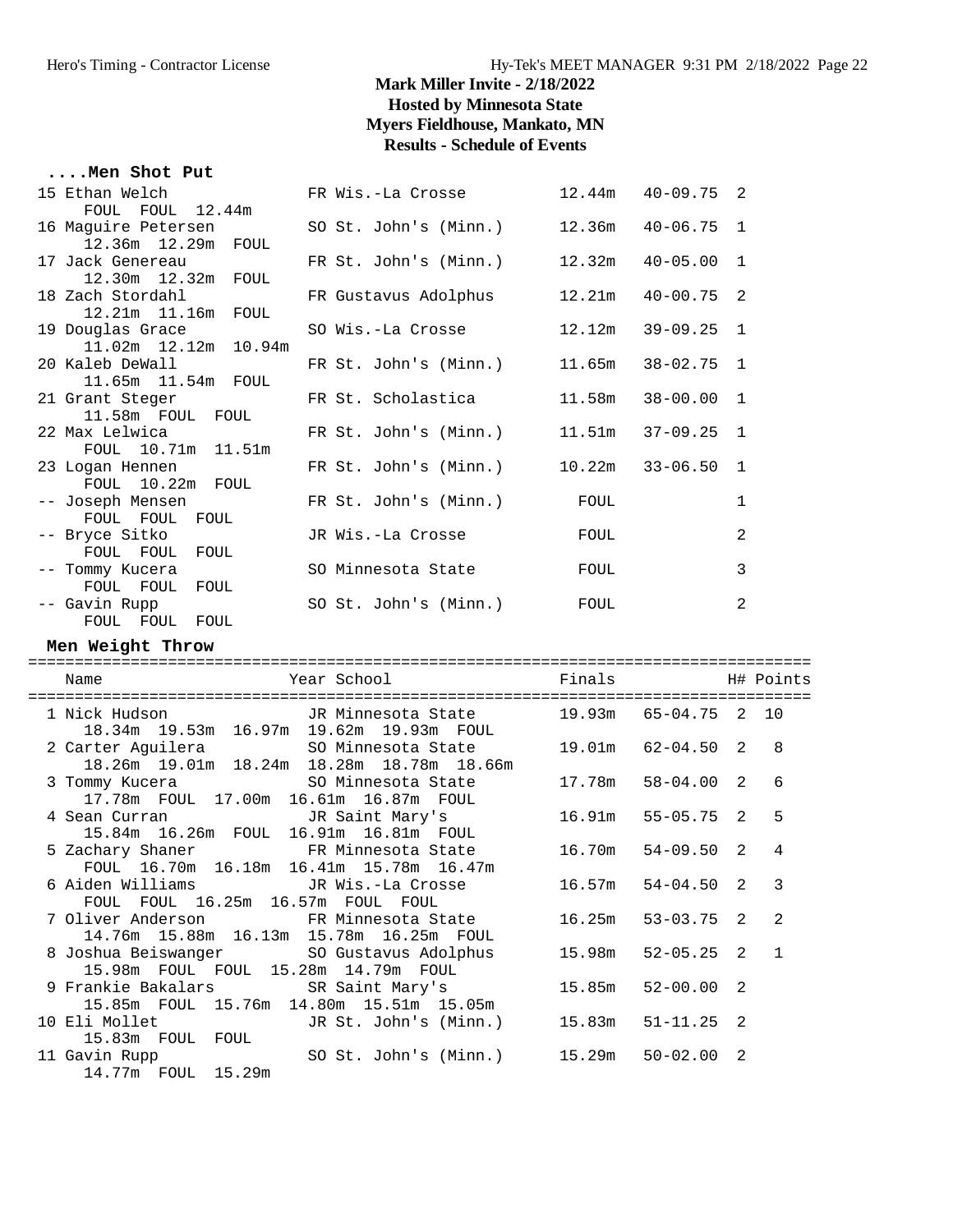# Mark Miller Invite - 2/18/2022
## Hosted by Minnesota State
## Myers Fieldhouse, Mankato, MN
## Results - Schedule of Events

### ....Men Shot Put

| Place | Name | Year | School | Finals | | H# |
|---|---|---|---|---|---|---|
| 15 | Ethan Welch | FR | Wis.-La Crosse | 12.44m | 40-09.75 | 2 |
| | FOUL FOUL 12.44m | | | | | |
| 16 | Maguire Petersen | SO | St. John's (Minn.) | 12.36m | 40-06.75 | 1 |
| | 12.36m 12.29m FOUL | | | | | |
| 17 | Jack Genereau | FR | St. John's (Minn.) | 12.32m | 40-05.00 | 1 |
| | 12.30m 12.32m FOUL | | | | | |
| 18 | Zach Stordahl | FR | Gustavus Adolphus | 12.21m | 40-00.75 | 2 |
| | 12.21m 11.16m FOUL | | | | | |
| 19 | Douglas Grace | SO | Wis.-La Crosse | 12.12m | 39-09.25 | 1 |
| | 11.02m 12.12m 10.94m | | | | | |
| 20 | Kaleb DeWall | FR | St. John's (Minn.) | 11.65m | 38-02.75 | 1 |
| | 11.65m 11.54m FOUL | | | | | |
| 21 | Grant Steger | FR | St. Scholastica | 11.58m | 38-00.00 | 1 |
| | 11.58m FOUL FOUL | | | | | |
| 22 | Max Lelwica | FR | St. John's (Minn.) | 11.51m | 37-09.25 | 1 |
| | FOUL 10.71m 11.51m | | | | | |
| 23 | Logan Hennen | FR | St. John's (Minn.) | 10.22m | 33-06.50 | 1 |
| | FOUL 10.22m FOUL | | | | | |
| -- | Joseph Mensen | FR | St. John's (Minn.) | FOUL | | 1 |
| | FOUL FOUL FOUL | | | | | |
| -- | Bryce Sitko | JR | Wis.-La Crosse | FOUL | | 2 |
| | FOUL FOUL FOUL | | | | | |
| -- | Tommy Kucera | SO | Minnesota State | FOUL | | 3 |
| | FOUL FOUL FOUL | | | | | |
| -- | Gavin Rupp | SO | St. John's (Minn.) | FOUL | | 2 |
| | FOUL FOUL FOUL | | | | | |

### Men Weight Throw

| Place | Name | Year | School | Finals | | H# | Points |
|---|---|---|---|---|---|---|---|
| 1 | Nick Hudson | JR | Minnesota State | 19.93m | 65-04.75 | 2 | 10 |
| | 18.34m 19.53m 16.97m 19.62m 19.93m FOUL | | | | | | |
| 2 | Carter Aguilera | SO | Minnesota State | 19.01m | 62-04.50 | 2 | 8 |
| | 18.26m 19.01m 18.24m 18.28m 18.78m 18.66m | | | | | | |
| 3 | Tommy Kucera | SO | Minnesota State | 17.78m | 58-04.00 | 2 | 6 |
| | 17.78m FOUL 17.00m 16.61m 16.87m FOUL | | | | | | |
| 4 | Sean Curran | JR | Saint Mary's | 16.91m | 55-05.75 | 2 | 5 |
| | 15.84m 16.26m FOUL 16.91m 16.81m FOUL | | | | | | |
| 5 | Zachary Shaner | FR | Minnesota State | 16.70m | 54-09.50 | 2 | 4 |
| | FOUL 16.70m 16.18m 16.41m 15.78m 16.47m | | | | | | |
| 6 | Aiden Williams | JR | Wis.-La Crosse | 16.57m | 54-04.50 | 2 | 3 |
| | FOUL FOUL 16.25m 16.57m FOUL FOUL | | | | | | |
| 7 | Oliver Anderson | FR | Minnesota State | 16.25m | 53-03.75 | 2 | 2 |
| | 14.76m 15.88m 16.13m 15.78m 16.25m FOUL | | | | | | |
| 8 | Joshua Beiswanger | SO | Gustavus Adolphus | 15.98m | 52-05.25 | 2 | 1 |
| | 15.98m FOUL FOUL 15.28m 14.79m FOUL | | | | | | |
| 9 | Frankie Bakalars | SR | Saint Mary's | 15.85m | 52-00.00 | 2 | |
| | 15.85m FOUL 15.76m 14.80m 15.51m 15.05m | | | | | | |
| 10 | Eli Mollet | JR | St. John's (Minn.) | 15.83m | 51-11.25 | 2 | |
| | 15.83m FOUL FOUL | | | | | | |
| 11 | Gavin Rupp | SO | St. John's (Minn.) | 15.29m | 50-02.00 | 2 | |
| | 14.77m FOUL 15.29m | | | | | | |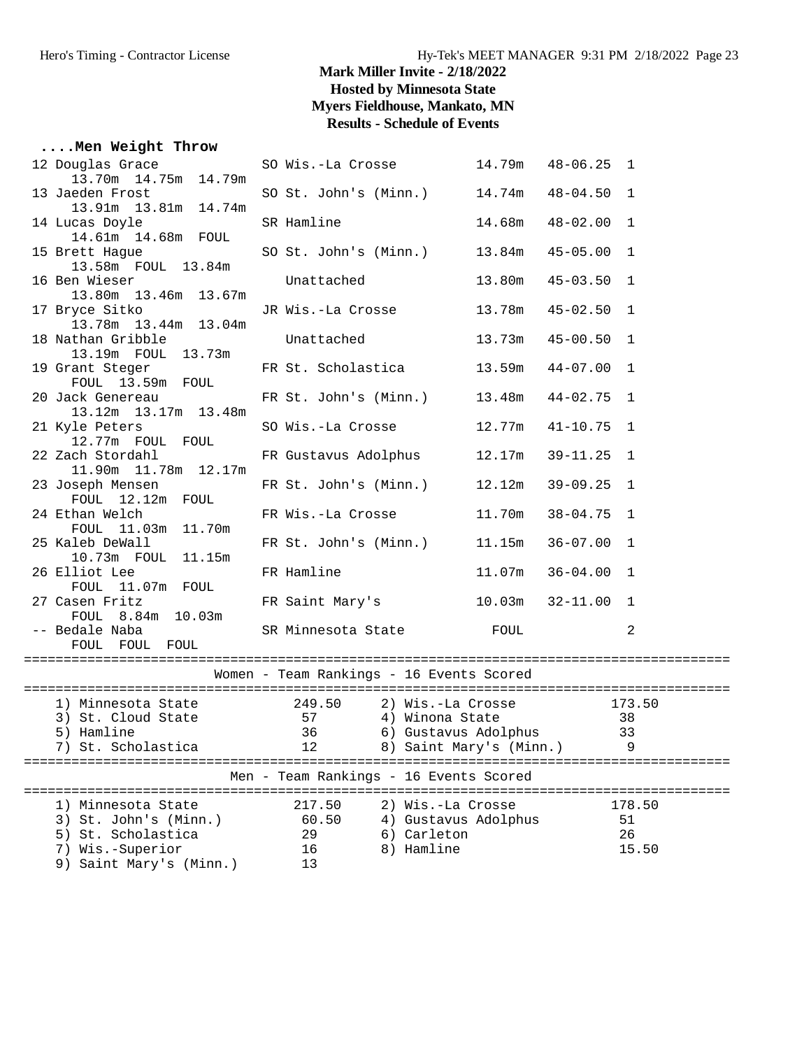# Mark Miller Invite - 2/18/2022
## Hosted by Minnesota State
## Myers Fieldhouse, Mankato, MN
## Results - Schedule of Events

### ....Men Weight Throw

```
 12 Douglas Grace             SO Wis.-La Crosse         14.79m   48-06.25  1
     13.70m  14.75m  14.79m
 13 Jaeden Frost              SO St. John's (Minn.)     14.74m   48-04.50  1
     13.91m  13.81m  14.74m
 14 Lucas Doyle               SR Hamline                14.68m   48-02.00  1
     14.61m  14.68m  FOUL
 15 Brett Hague               SO St. John's (Minn.)     13.84m   45-05.00  1
     13.58m  FOUL  13.84m
 16 Ben Wieser                   Unattached             13.80m   45-03.50  1
     13.80m  13.46m  13.67m
 17 Bryce Sitko               JR Wis.-La Crosse         13.78m   45-02.50  1
     13.78m  13.44m  13.04m
 18 Nathan Gribble               Unattached             13.73m   45-00.50  1
     13.19m  FOUL  13.73m
 19 Grant Steger              FR St. Scholastica        13.59m   44-07.00  1
     FOUL  13.59m  FOUL
 20 Jack Genereau             FR St. John's (Minn.)     13.48m   44-02.75  1
     13.12m  13.17m  13.48m
 21 Kyle Peters               SO Wis.-La Crosse         12.77m   41-10.75  1
     12.77m  FOUL  FOUL
 22 Zach Stordahl             FR Gustavus Adolphus      12.17m   39-11.25  1
     11.90m  11.78m  12.17m
 23 Joseph Mensen             FR St. John's (Minn.)     12.12m   39-09.25  1
     FOUL  12.12m  FOUL
 24 Ethan Welch               FR Wis.-La Crosse         11.70m   38-04.75  1
     FOUL  11.03m  11.70m
 25 Kaleb DeWall              FR St. John's (Minn.)     11.15m   36-07.00  1
     10.73m  FOUL  11.15m
 26 Elliot Lee                FR Hamline                11.07m   36-04.00  1
     FOUL  11.07m  FOUL
 27 Casen Fritz               FR Saint Mary's           10.03m   32-11.00  1
     FOUL  8.84m  10.03m
 -- Bedale Naba               SR Minnesota State          FOUL               2
     FOUL  FOUL  FOUL
```

### Women - Team Rankings - 16 Events Scored

| | | | |
|---|---|---|---|
| 1) Minnesota State | 249.50 | 2) Wis.-La Crosse | 173.50 |
| 3) St. Cloud State | 57 | 4) Winona State | 38 |
| 5) Hamline | 36 | 6) Gustavus Adolphus | 33 |
| 7) St. Scholastica | 12 | 8) Saint Mary's (Minn.) | 9 |

### Men - Team Rankings - 16 Events Scored

| | | | |
|---|---|---|---|
| 1) Minnesota State | 217.50 | 2) Wis.-La Crosse | 178.50 |
| 3) St. John's (Minn.) | 60.50 | 4) Gustavus Adolphus | 51 |
| 5) St. Scholastica | 29 | 6) Carleton | 26 |
| 7) Wis.-Superior | 16 | 8) Hamline | 15.50 |
| 9) Saint Mary's (Minn.) | 13 | | |